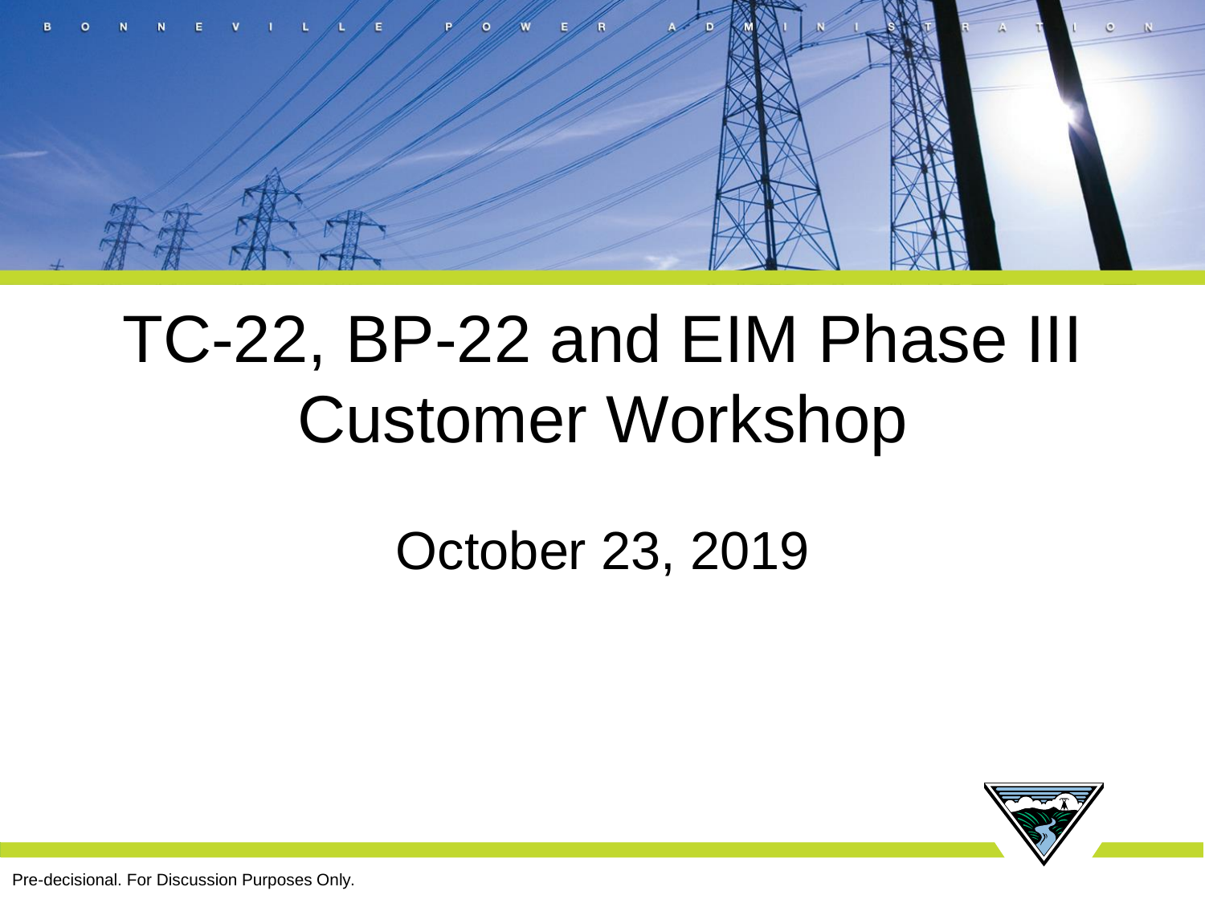# TC-22, BP-22 and EIM Phase III Customer Workshop

October 23, 2019

Pre-decisional. For Discussion Purposes Only.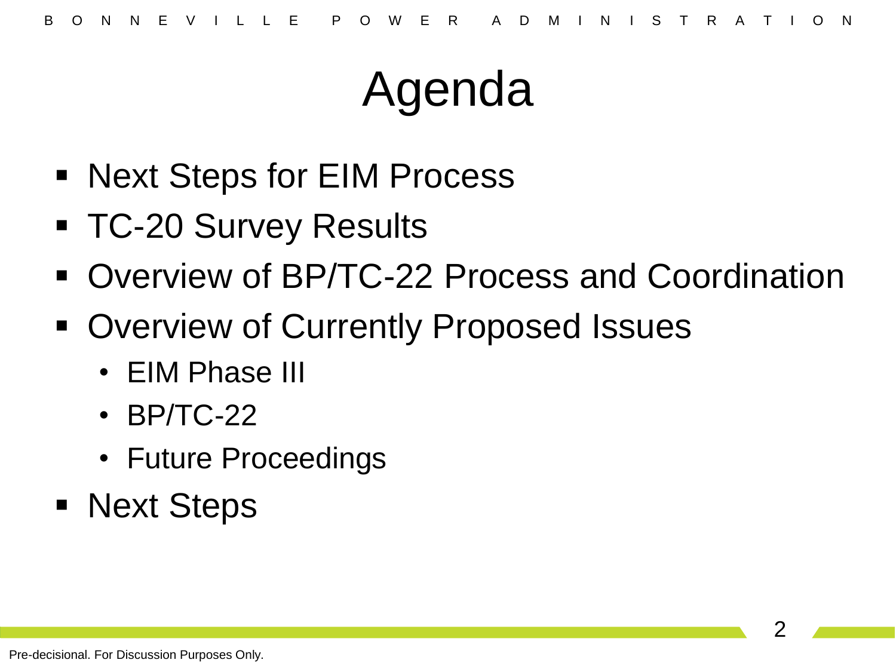# Agenda

- Next Steps for EIM Process
- TC-20 Survey Results
- Overview of BP/TC-22 Process and Coordination
- Overview of Currently Proposed Issues
  - EIM Phase III
  - BP/TC-22
  - Future Proceedings
- Next Steps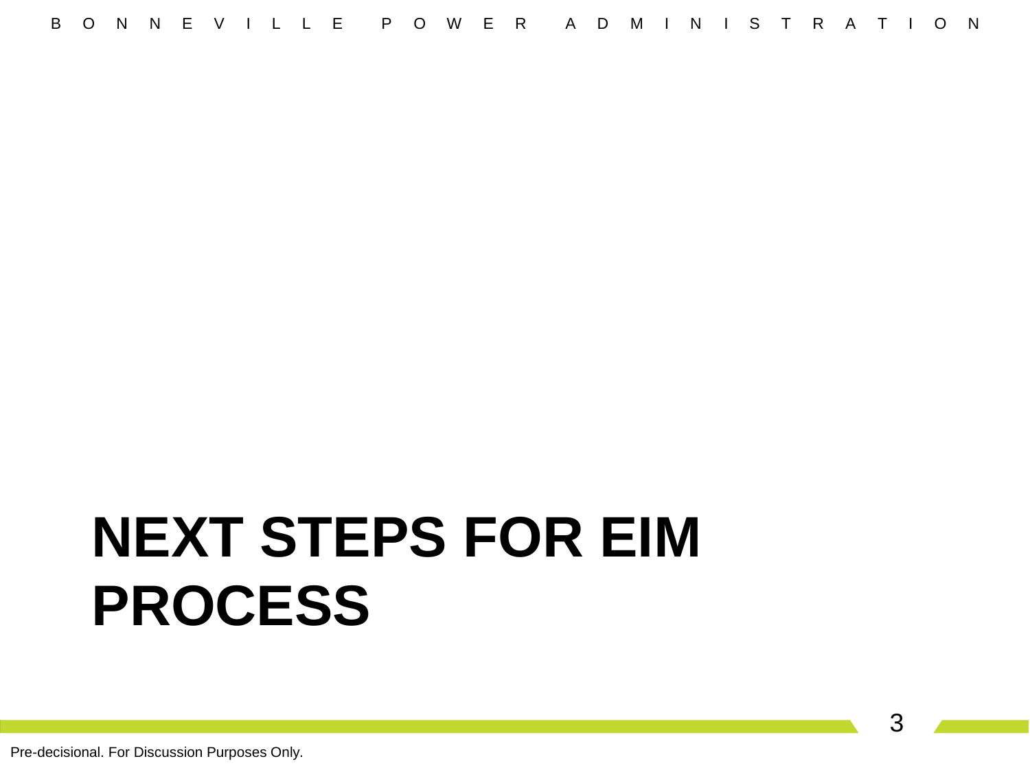# NEXT STEPS FOR EIM PROCESS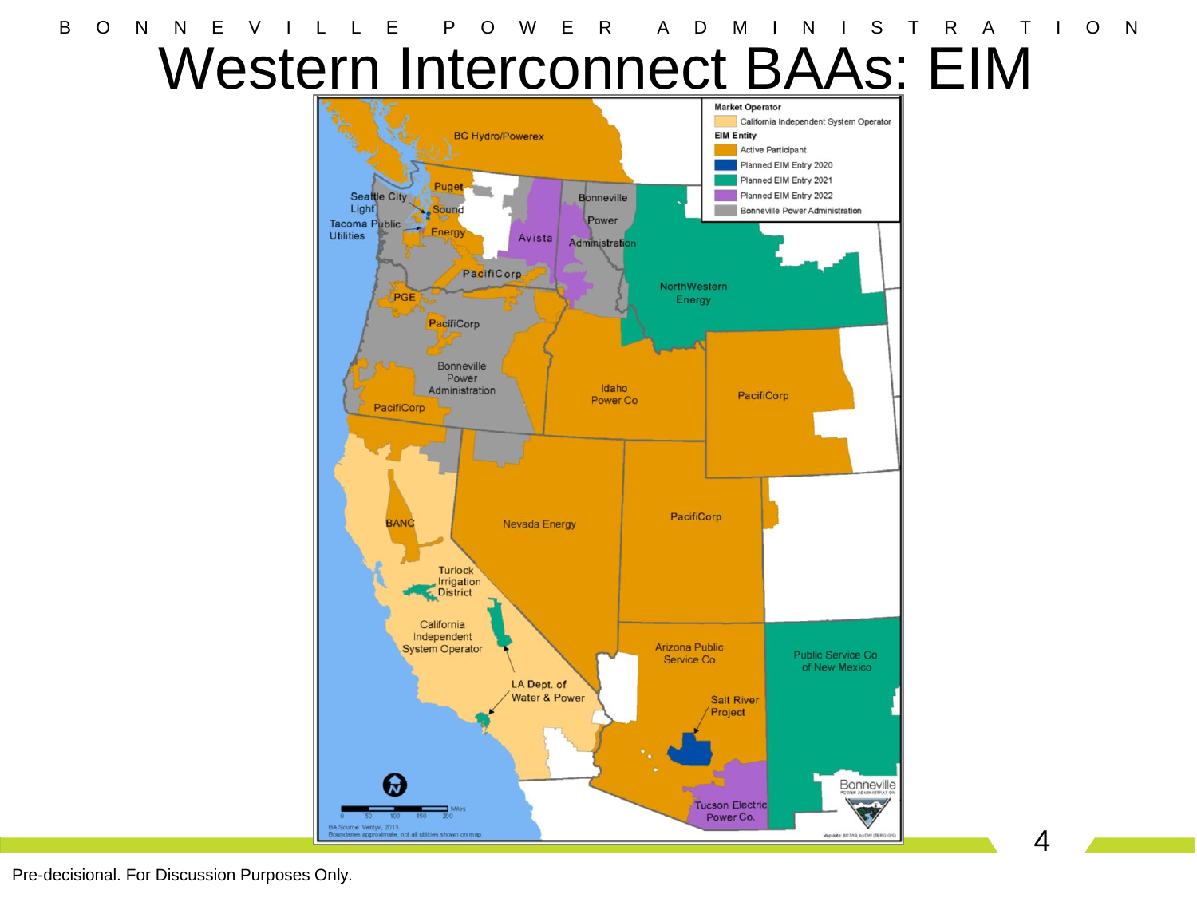# Western Interconnect BAAs: EIM

**Market Operator**
- California Independent System Operator

**EIM Entity**
- Active Participant
- Planned EIM Entry 2020
- Planned EIM Entry 2021
- Planned EIM Entry 2022
- Bonneville Power Administration

BC Hydro/Powerex, Puget Sound Energy, Seattle City Light, Tacoma Public Utilities, Avista, Bonneville Power Administration, PacifiCorp, PGE, NorthWestern Energy, Idaho Power Co, BANC, Nevada Energy, Turlock Irrigation District, California Independent System Operator, LA Dept. of Water & Power, Arizona Public Service Co, Salt River Project, Public Service Co. of New Mexico, Tucson Electric Power Co.

Miles: 0, 50, 100, 150, 200

BA Source: Ventyx, 2013.
Boundaries approximate, not all utilities shown on map.

Pre-decisional. For Discussion Purposes Only.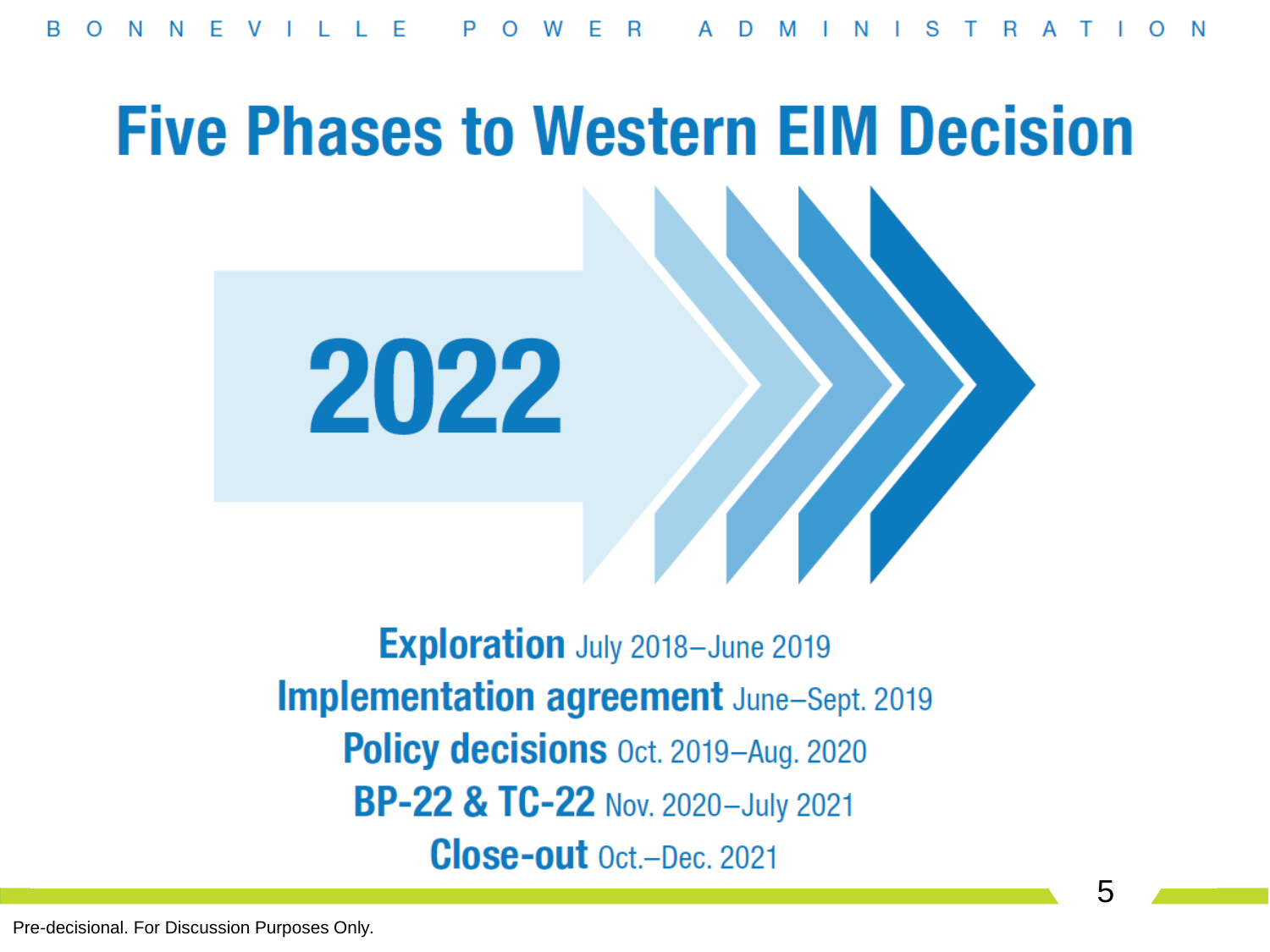# Five Phases to Western EIM Decision

2022

**Exploration** July 2018–June 2019

**Implementation agreement** June–Sept. 2019

**Policy decisions** Oct. 2019–Aug. 2020

**BP-22 & TC-22** Nov. 2020–July 2021

**Close-out** Oct.–Dec. 2021

Pre-decisional. For Discussion Purposes Only.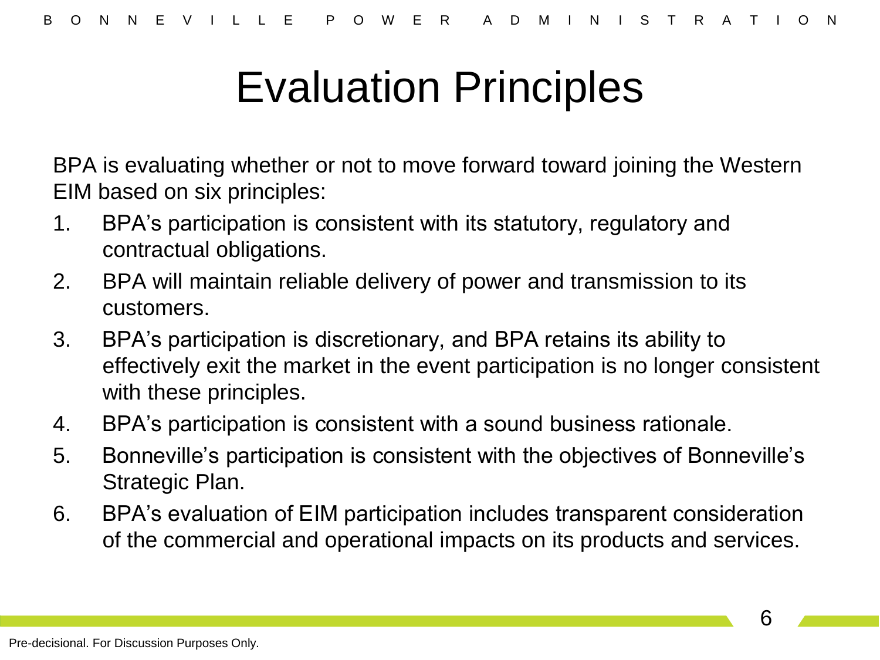# Evaluation Principles

BPA is evaluating whether or not to move forward toward joining the Western EIM based on six principles:

1. BPA's participation is consistent with its statutory, regulatory and contractual obligations.
2. BPA will maintain reliable delivery of power and transmission to its customers.
3. BPA's participation is discretionary, and BPA retains its ability to effectively exit the market in the event participation is no longer consistent with these principles.
4. BPA's participation is consistent with a sound business rationale.
5. Bonneville's participation is consistent with the objectives of Bonneville's Strategic Plan.
6. BPA's evaluation of EIM participation includes transparent consideration of the commercial and operational impacts on its products and services.

Pre-decisional. For Discussion Purposes Only.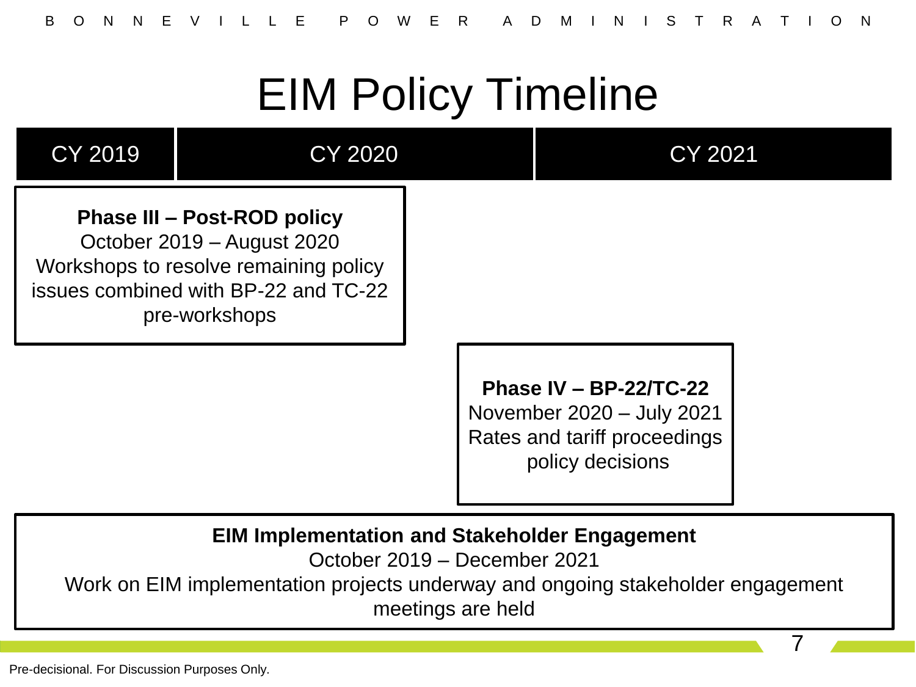# EIM Policy Timeline

| CY 2019 | CY 2020 | CY 2021 |
|---|---|---|

**Phase III – Post-ROD policy**
October 2019 – August 2020
Workshops to resolve remaining policy issues combined with BP-22 and TC-22 pre-workshops

**Phase IV – BP-22/TC-22**
November 2020 – July 2021
Rates and tariff proceedings policy decisions

**EIM Implementation and Stakeholder Engagement**
October 2019 – December 2021
Work on EIM implementation projects underway and ongoing stakeholder engagement meetings are held

Pre-decisional. For Discussion Purposes Only.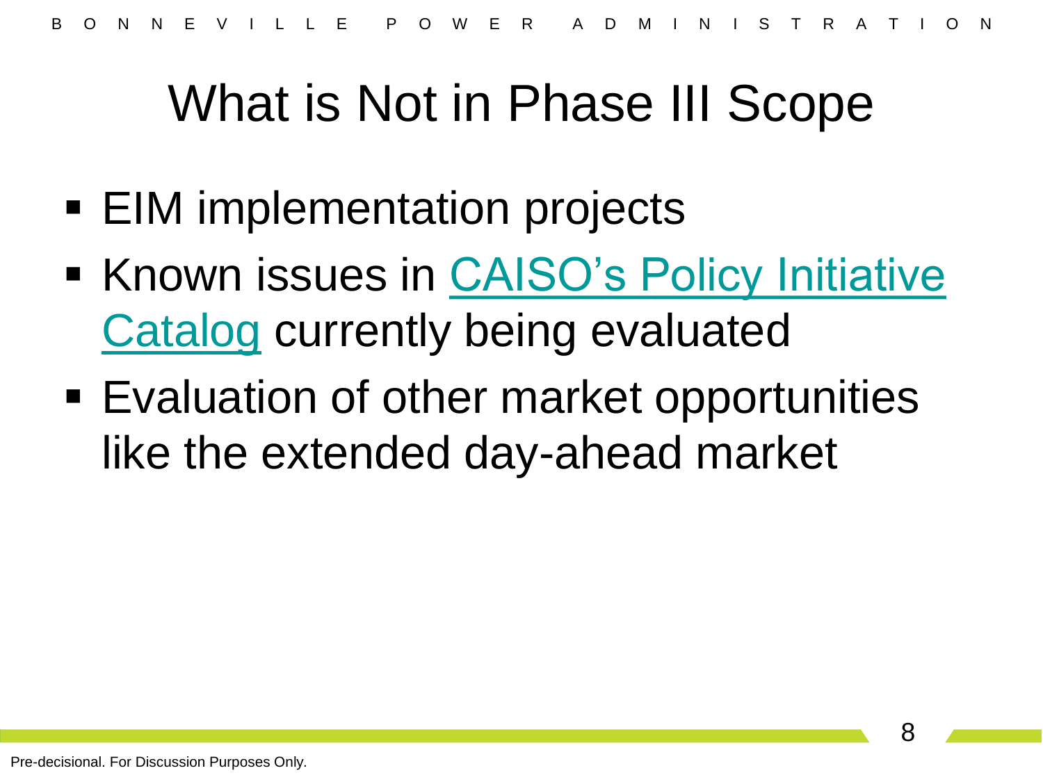# What is Not in Phase III Scope

- EIM implementation projects
- Known issues in CAISO's Policy Initiative Catalog currently being evaluated
- Evaluation of other market opportunities like the extended day-ahead market

Pre-decisional. For Discussion Purposes Only.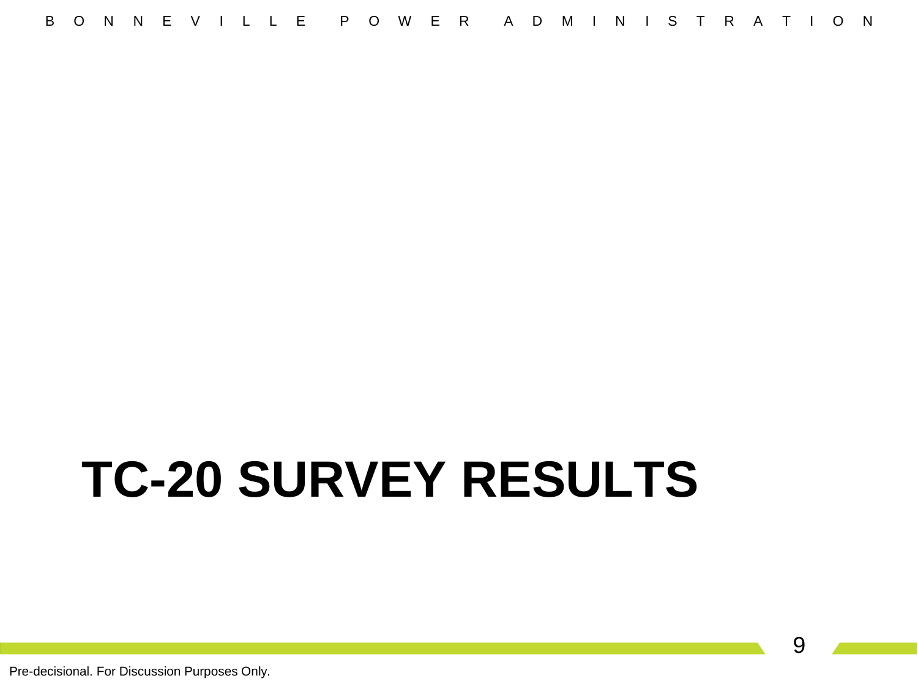# TC-20 SURVEY RESULTS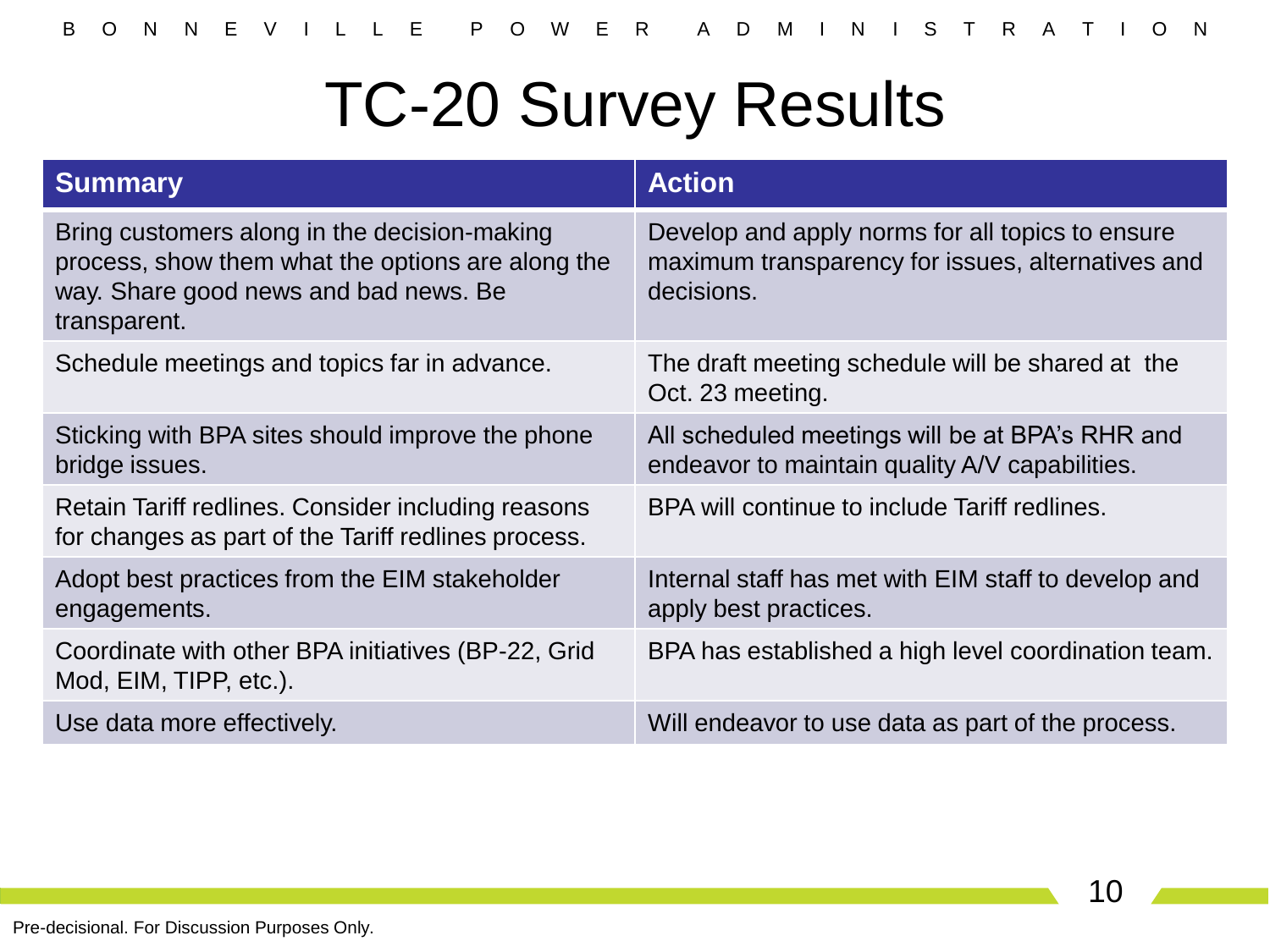# TC-20 Survey Results

| Summary | Action |
| --- | --- |
| Bring customers along in the decision-making process, show them what the options are along the way. Share good news and bad news. Be transparent. | Develop and apply norms for all topics to ensure maximum transparency for issues, alternatives and decisions. |
| Schedule meetings and topics far in advance. | The draft meeting schedule will be shared at the Oct. 23 meeting. |
| Sticking with BPA sites should improve the phone bridge issues. | All scheduled meetings will be at BPA's RHR and endeavor to maintain quality A/V capabilities. |
| Retain Tariff redlines. Consider including reasons for changes as part of the Tariff redlines process. | BPA will continue to include Tariff redlines. |
| Adopt best practices from the EIM stakeholder engagements. | Internal staff has met with EIM staff to develop and apply best practices. |
| Coordinate with other BPA initiatives (BP-22, Grid Mod, EIM, TIPP, etc.). | BPA has established a high level coordination team. |
| Use data more effectively. | Will endeavor to use data as part of the process. |

Pre-decisional. For Discussion Purposes Only.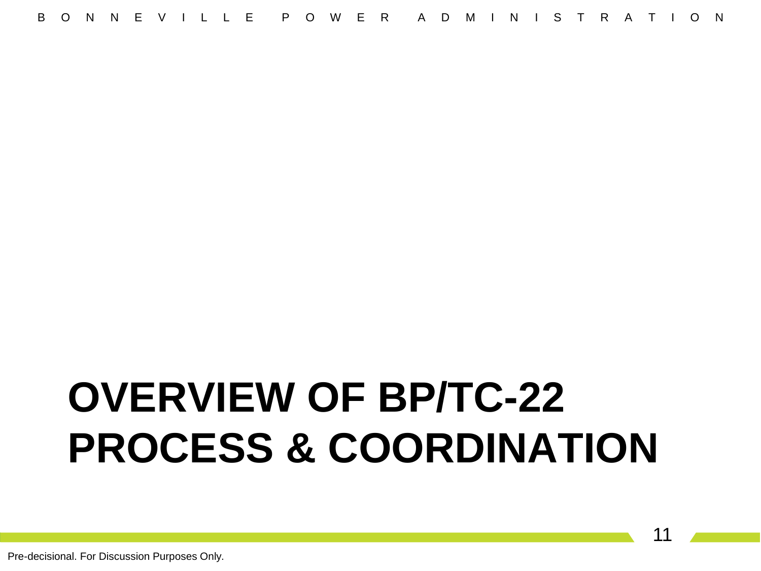# OVERVIEW OF BP/TC-22 PROCESS & COORDINATION

Pre-decisional. For Discussion Purposes Only.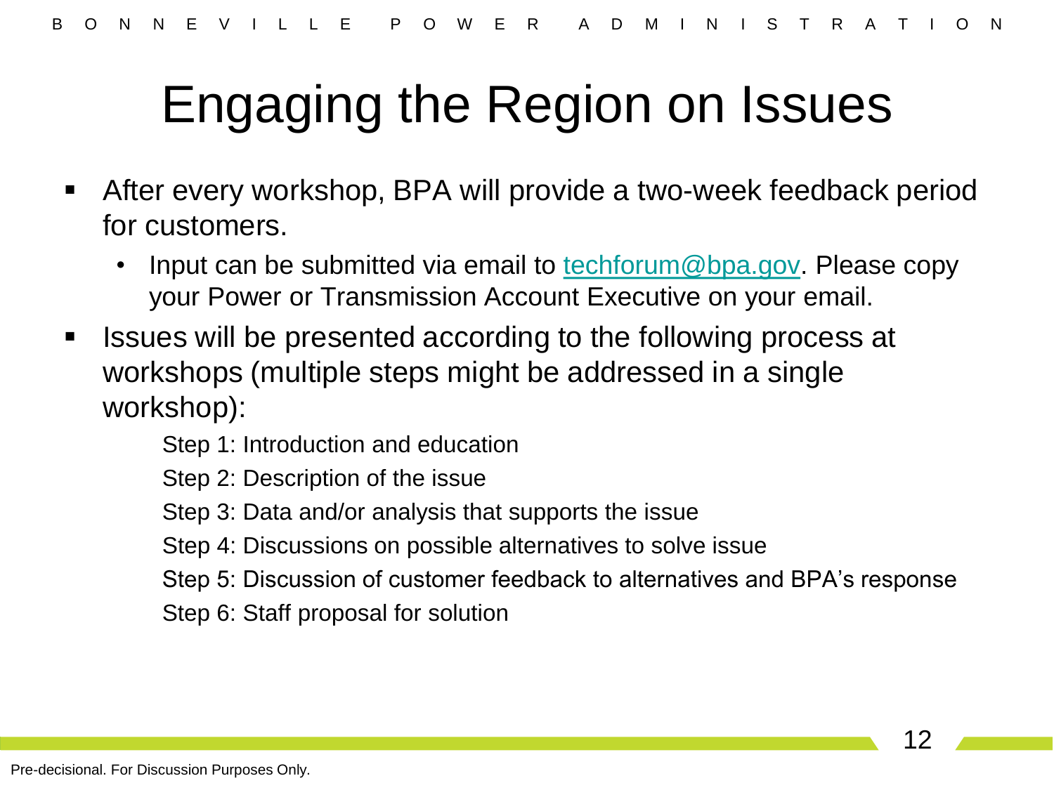# Engaging the Region on Issues

- After every workshop, BPA will provide a two-week feedback period for customers.
  - Input can be submitted via email to techforum@bpa.gov. Please copy your Power or Transmission Account Executive on your email.
- Issues will be presented according to the following process at workshops (multiple steps might be addressed in a single workshop):

  Step 1: Introduction and education

  Step 2: Description of the issue

  Step 3: Data and/or analysis that supports the issue

  Step 4: Discussions on possible alternatives to solve issue

  Step 5: Discussion of customer feedback to alternatives and BPA's response

  Step 6: Staff proposal for solution

Pre-decisional. For Discussion Purposes Only.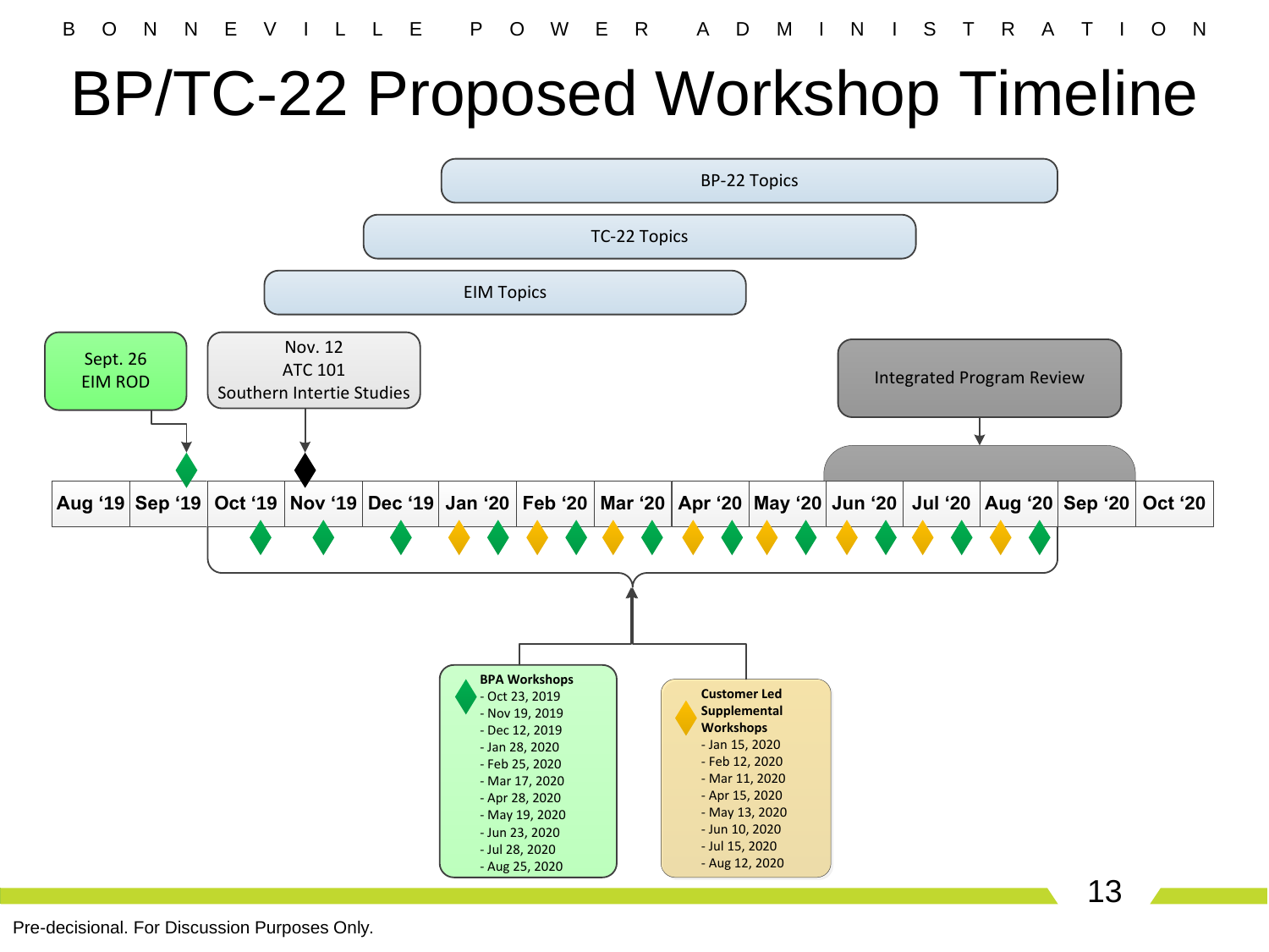# BP/TC-22 Proposed Workshop Timeline

BP-22 Topics

TC-22 Topics

EIM Topics

Sept. 26
EIM ROD

Nov. 12
ATC 101
Southern Intertie Studies

Integrated Program Review

| Aug '19 | Sep '19 | Oct '19 | Nov '19 | Dec '19 | Jan '20 | Feb '20 | Mar '20 | Apr '20 | May '20 | Jun '20 | Jul '20 | Aug '20 | Sep '20 | Oct '20 |
|---|---|---|---|---|---|---|---|---|---|---|---|---|---|---|

**BPA Workshops**
- Oct 23, 2019
- Nov 19, 2019
- Dec 12, 2019
- Jan 28, 2020
- Feb 25, 2020
- Mar 17, 2020
- Apr 28, 2020
- May 19, 2020
- Jun 23, 2020
- Jul 28, 2020
- Aug 25, 2020

**Customer Led Supplemental Workshops**
- Jan 15, 2020
- Feb 12, 2020
- Mar 11, 2020
- Apr 15, 2020
- May 13, 2020
- Jun 10, 2020
- Jul 15, 2020
- Aug 12, 2020

Pre-decisional. For Discussion Purposes Only.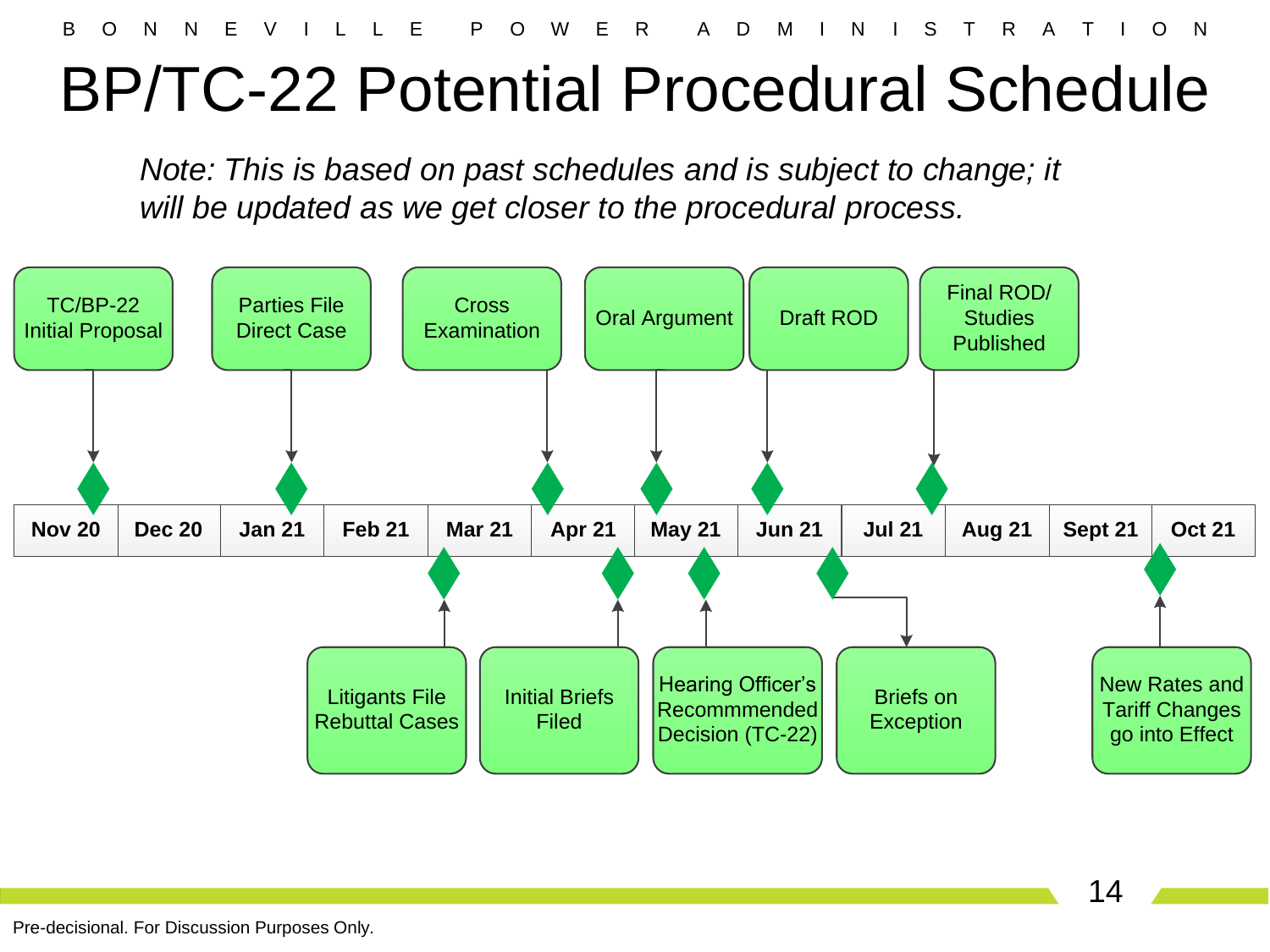# BP/TC-22 Potential Procedural Schedule

*Note: This is based on past schedules and is subject to change; it will be updated as we get closer to the procedural process.*

| Milestone | Timing |
| --- | --- |
| TC/BP-22 Initial Proposal | Nov 20 |
| Parties File Direct Case | Jan 21 |
| Litigants File Rebuttal Cases | Mar 21 |
| Cross Examination | Apr 21 |
| Initial Briefs Filed | Apr 21 |
| Oral Argument | May 21 |
| Hearing Officer's Recommmended Decision (TC-22) | May 21 |
| Draft ROD | Jun 21 |
| Briefs on Exception | Jun 21 |
| Final ROD/ Studies Published | Jul 21 |
| New Rates and Tariff Changes go into Effect | Oct 21 |

Pre-decisional. For Discussion Purposes Only.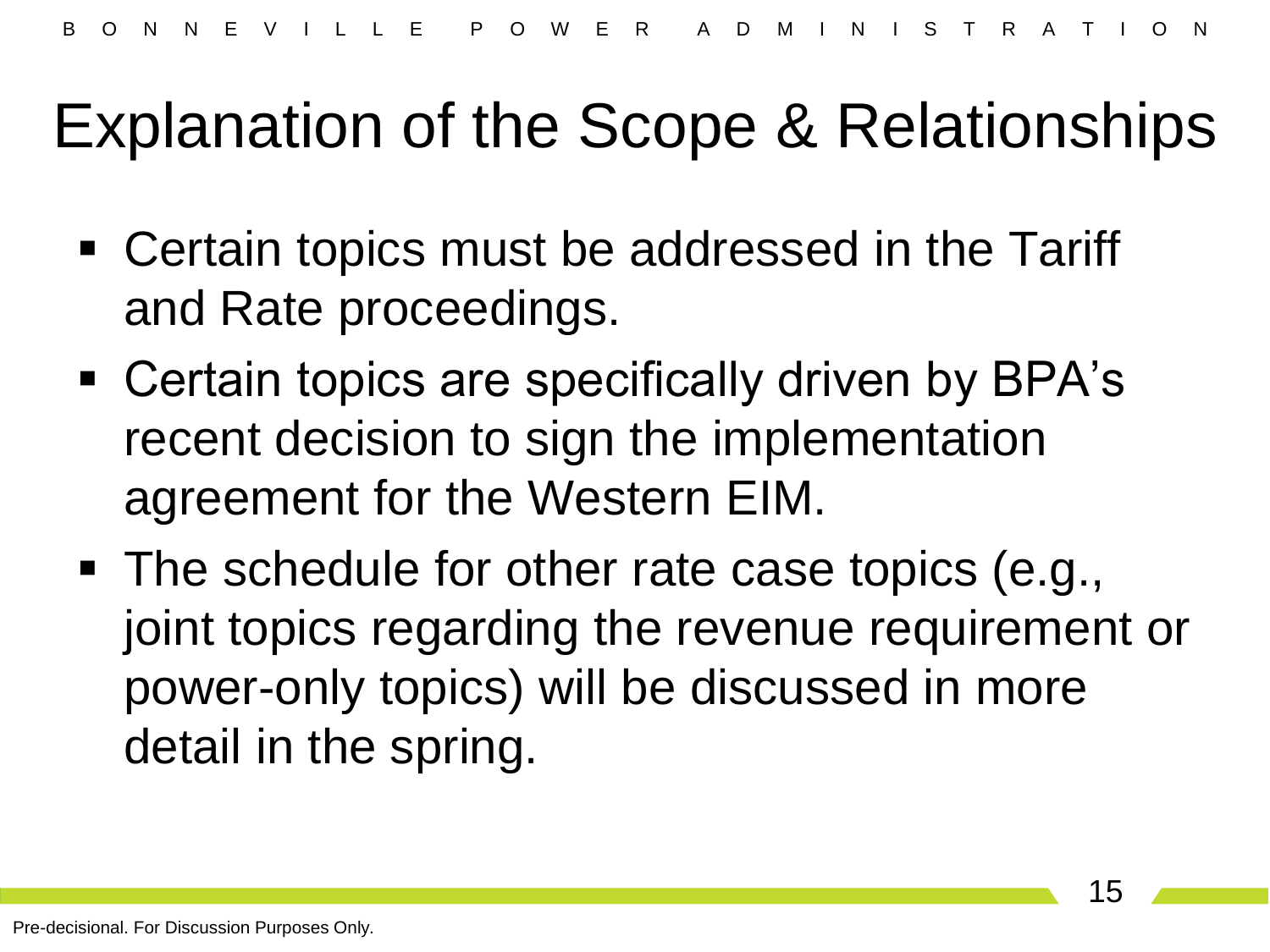# Explanation of the Scope & Relationships

- Certain topics must be addressed in the Tariff and Rate proceedings.
- Certain topics are specifically driven by BPA's recent decision to sign the implementation agreement for the Western EIM.
- The schedule for other rate case topics (e.g., joint topics regarding the revenue requirement or power-only topics) will be discussed in more detail in the spring.

Pre-decisional. For Discussion Purposes Only.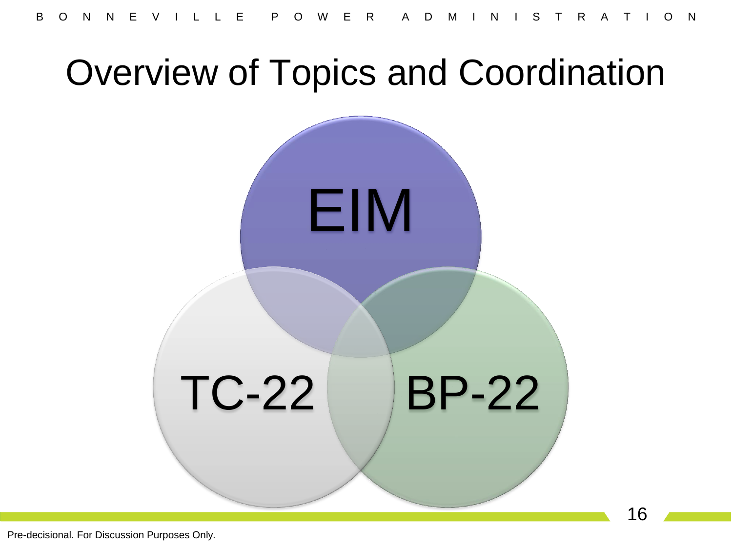# Overview of Topics and Coordination

EIM

TC-22

BP-22

Pre-decisional. For Discussion Purposes Only.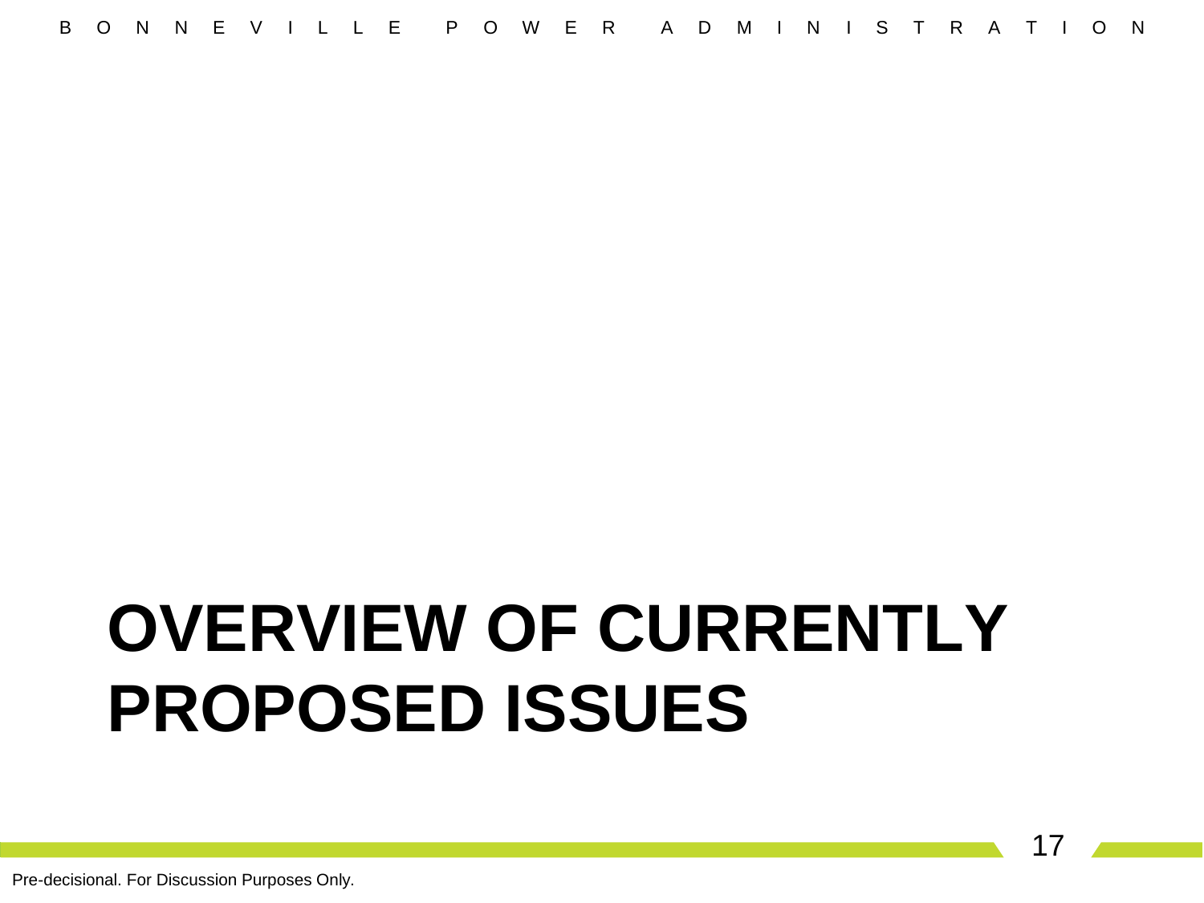# OVERVIEW OF CURRENTLY PROPOSED ISSUES

Pre-decisional. For Discussion Purposes Only.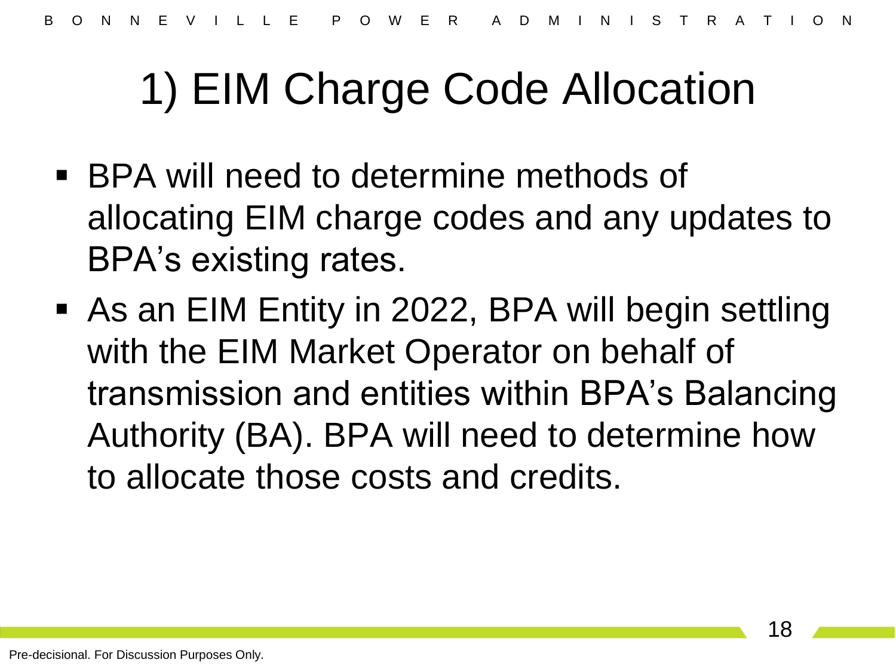# 1) EIM Charge Code Allocation

- BPA will need to determine methods of allocating EIM charge codes and any updates to BPA's existing rates.
- As an EIM Entity in 2022, BPA will begin settling with the EIM Market Operator on behalf of transmission and entities within BPA's Balancing Authority (BA). BPA will need to determine how to allocate those costs and credits.

Pre-decisional. For Discussion Purposes Only.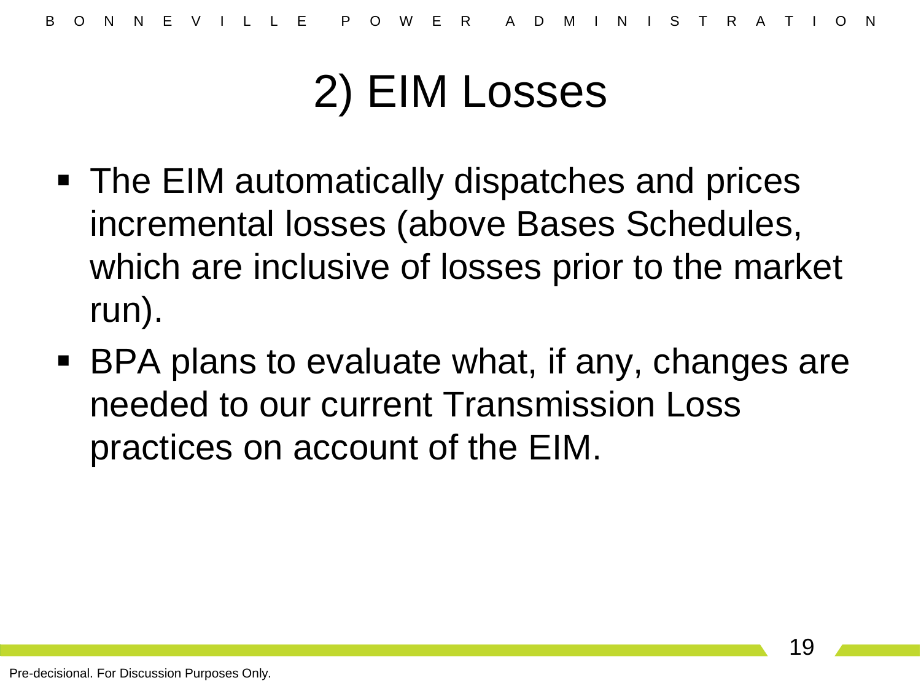# 2) EIM Losses

- The EIM automatically dispatches and prices incremental losses (above Bases Schedules, which are inclusive of losses prior to the market run).
- BPA plans to evaluate what, if any, changes are needed to our current Transmission Loss practices on account of the EIM.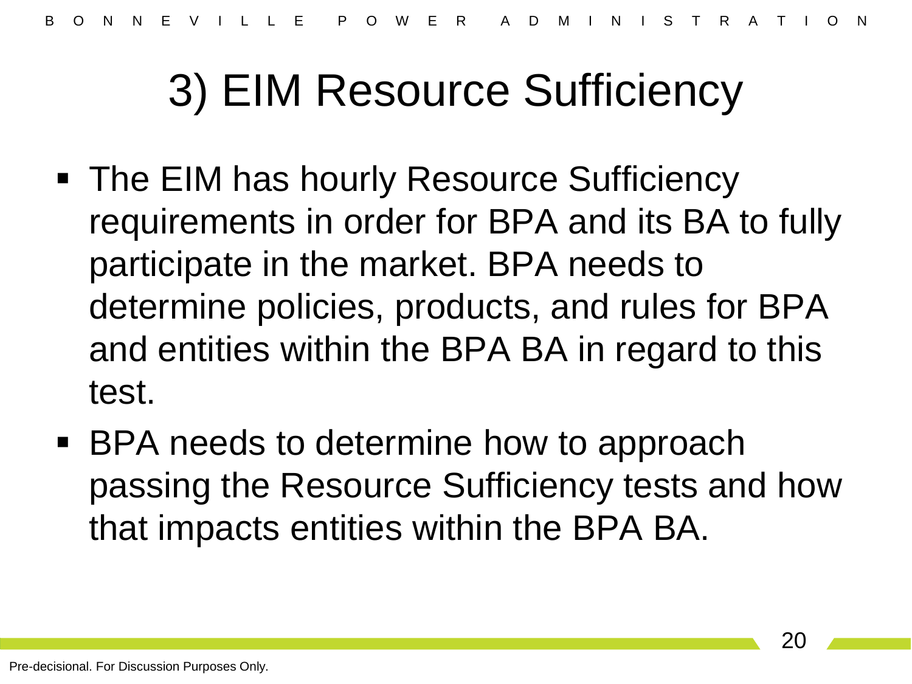# 3) EIM Resource Sufficiency

- The EIM has hourly Resource Sufficiency requirements in order for BPA and its BA to fully participate in the market. BPA needs to determine policies, products, and rules for BPA and entities within the BPA BA in regard to this test.
- BPA needs to determine how to approach passing the Resource Sufficiency tests and how that impacts entities within the BPA BA.

Pre-decisional. For Discussion Purposes Only.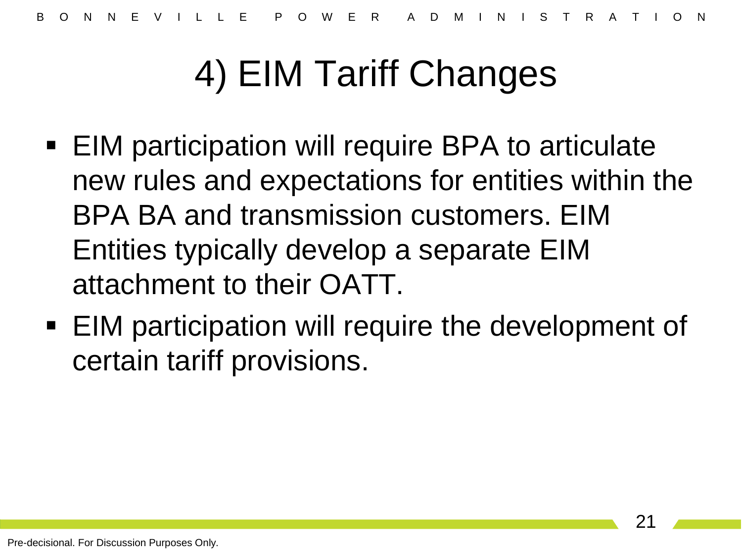# 4) EIM Tariff Changes

- EIM participation will require BPA to articulate new rules and expectations for entities within the BPA BA and transmission customers. EIM Entities typically develop a separate EIM attachment to their OATT.
- EIM participation will require the development of certain tariff provisions.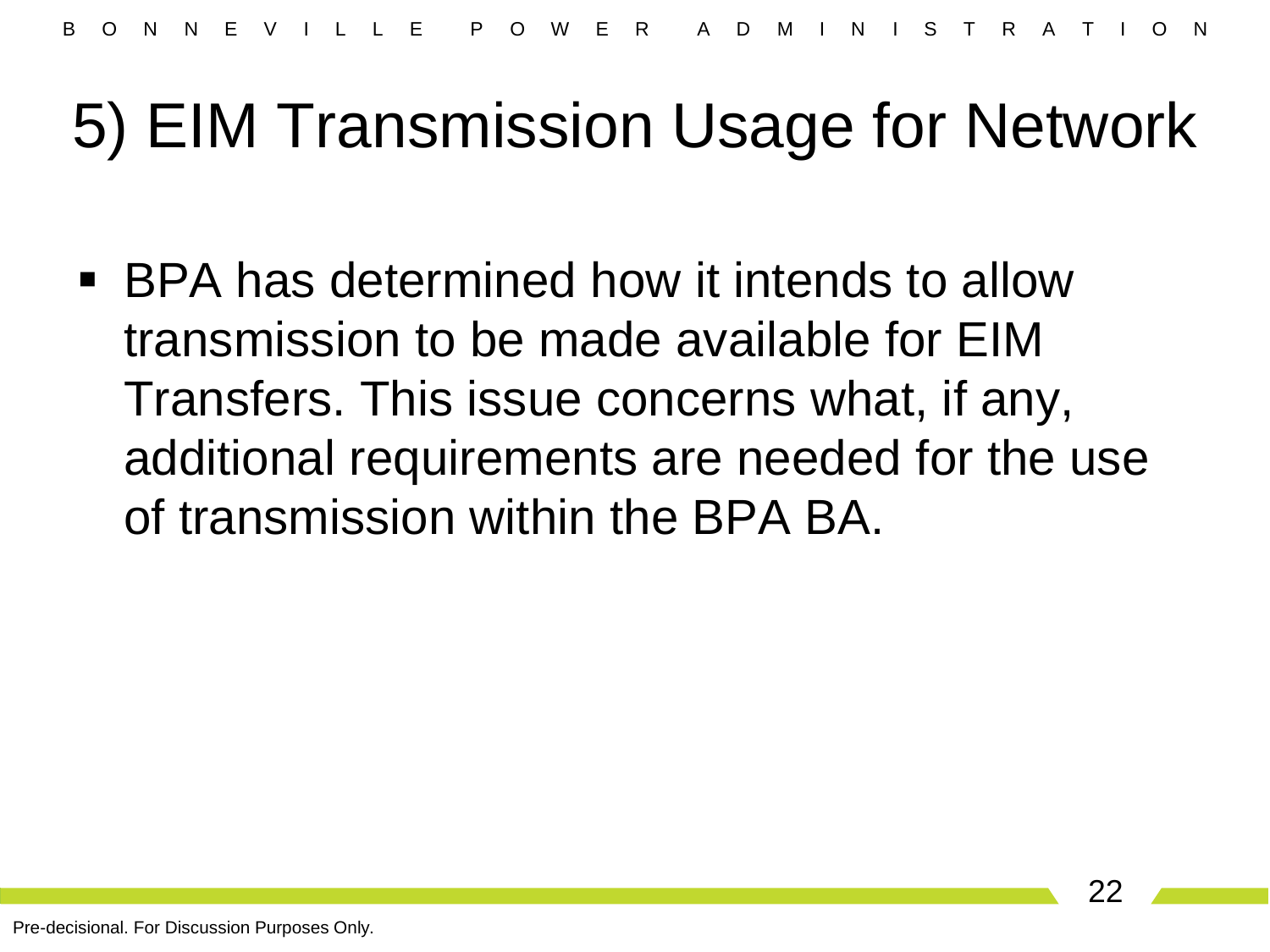# 5) EIM Transmission Usage for Network

- BPA has determined how it intends to allow transmission to be made available for EIM Transfers. This issue concerns what, if any, additional requirements are needed for the use of transmission within the BPA BA.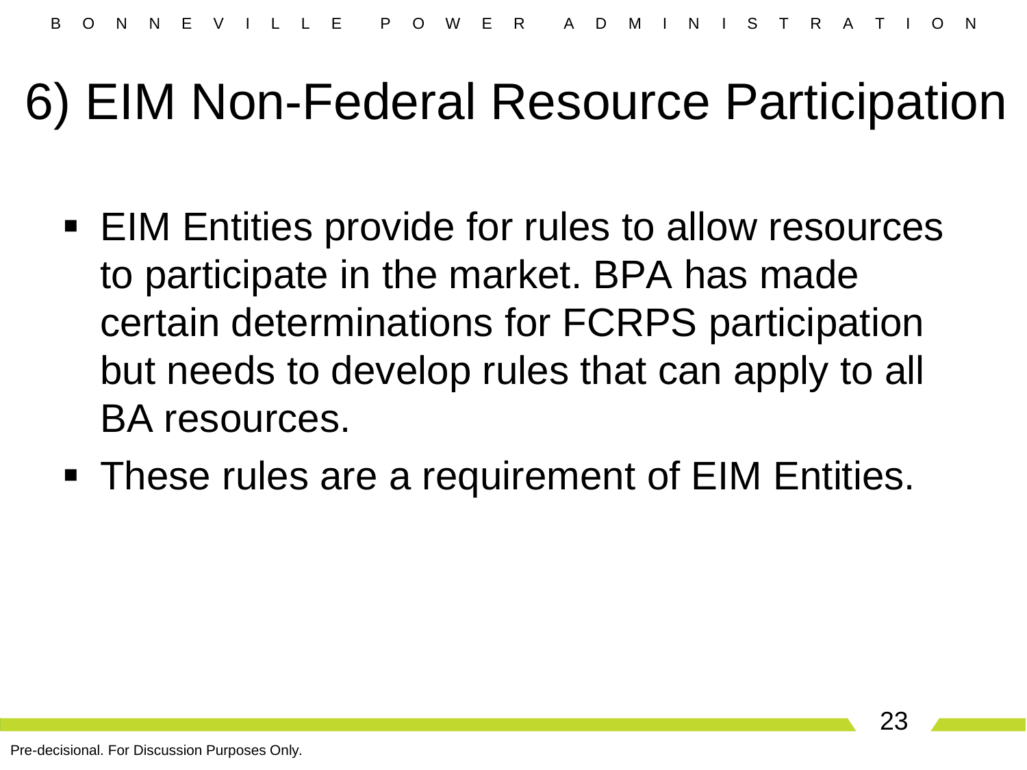# 6) EIM Non-Federal Resource Participation

- EIM Entities provide for rules to allow resources to participate in the market. BPA has made certain determinations for FCRPS participation but needs to develop rules that can apply to all BA resources.
- These rules are a requirement of EIM Entities.

Pre-decisional. For Discussion Purposes Only.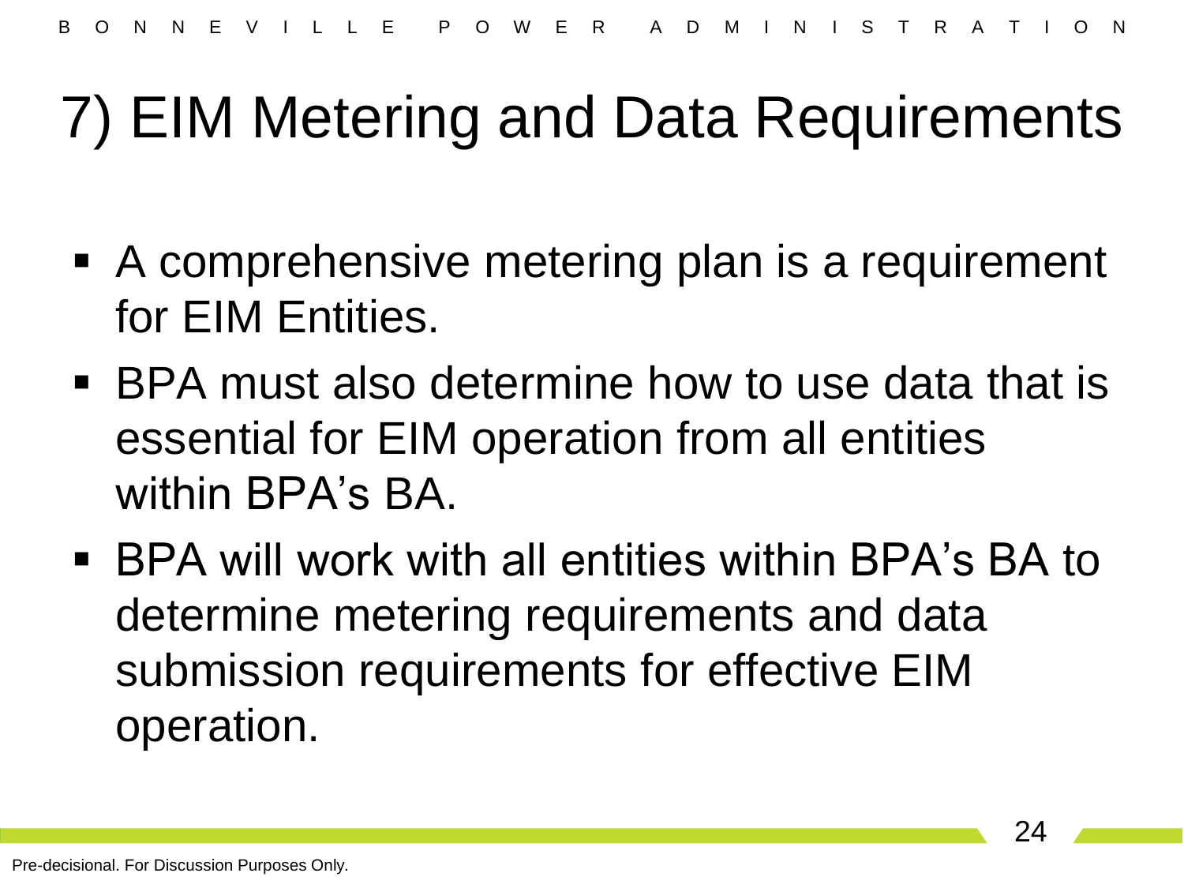# 7) EIM Metering and Data Requirements

- A comprehensive metering plan is a requirement for EIM Entities.
- BPA must also determine how to use data that is essential for EIM operation from all entities within BPA's BA.
- BPA will work with all entities within BPA's BA to determine metering requirements and data submission requirements for effective EIM operation.

Pre-decisional. For Discussion Purposes Only.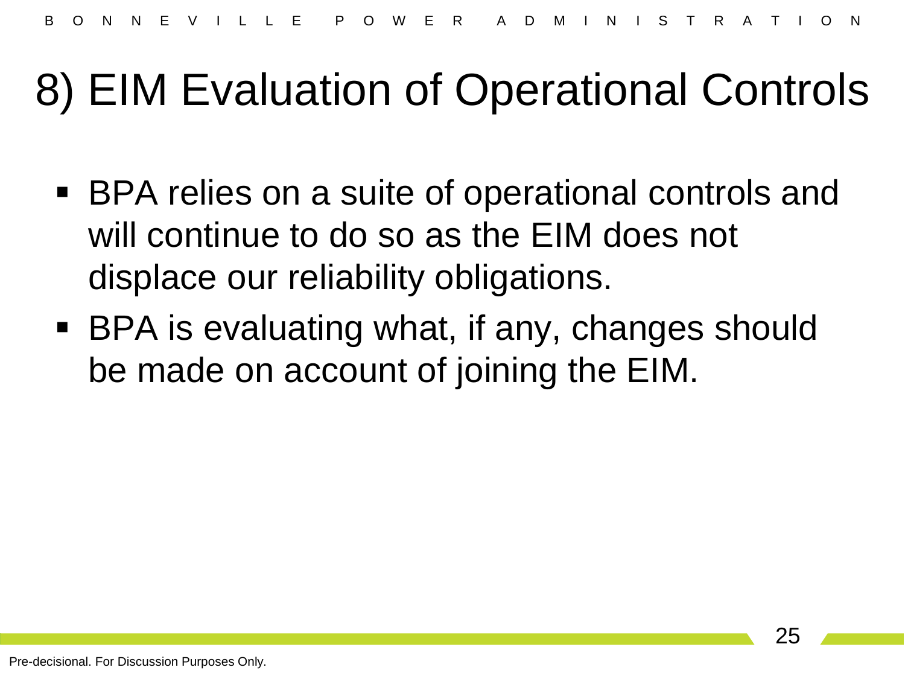# 8) EIM Evaluation of Operational Controls

- BPA relies on a suite of operational controls and will continue to do so as the EIM does not displace our reliability obligations.
- BPA is evaluating what, if any, changes should be made on account of joining the EIM.

Pre-decisional. For Discussion Purposes Only.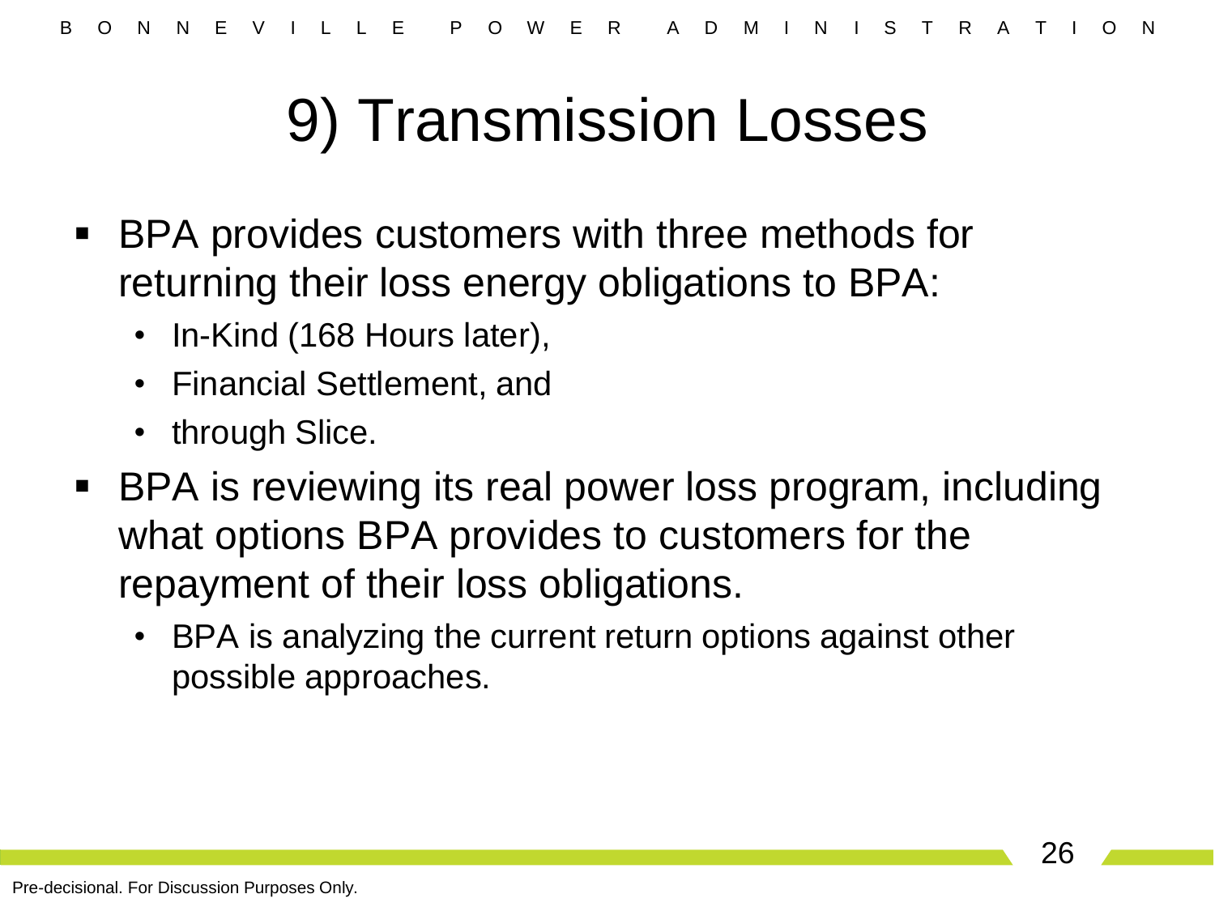# 9) Transmission Losses

- BPA provides customers with three methods for returning their loss energy obligations to BPA:
  - In-Kind (168 Hours later),
  - Financial Settlement, and
  - through Slice.
- BPA is reviewing its real power loss program, including what options BPA provides to customers for the repayment of their loss obligations.
  - BPA is analyzing the current return options against other possible approaches.

Pre-decisional. For Discussion Purposes Only.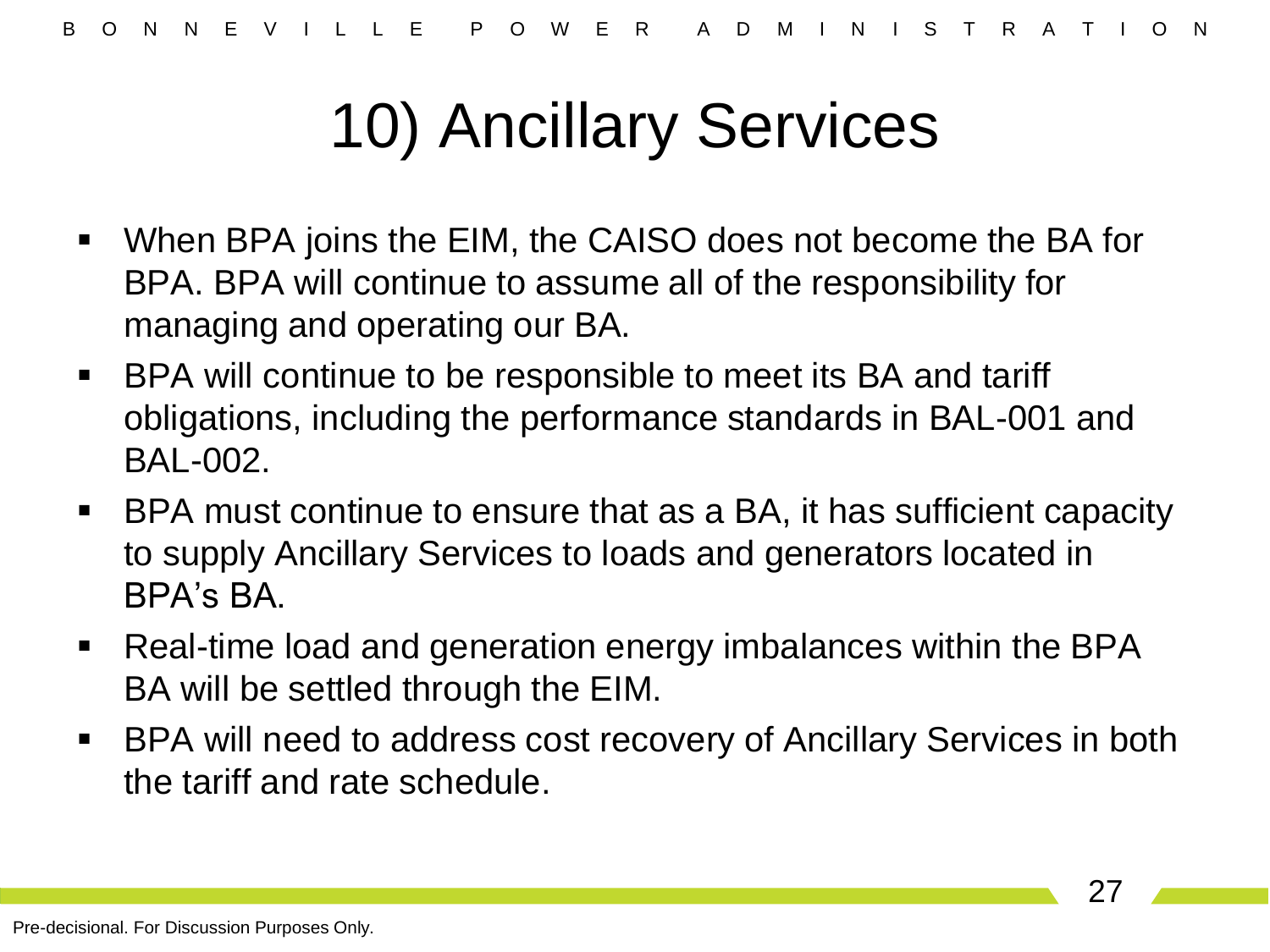# 10) Ancillary Services

- When BPA joins the EIM, the CAISO does not become the BA for BPA. BPA will continue to assume all of the responsibility for managing and operating our BA.
- BPA will continue to be responsible to meet its BA and tariff obligations, including the performance standards in BAL-001 and BAL-002.
- BPA must continue to ensure that as a BA, it has sufficient capacity to supply Ancillary Services to loads and generators located in BPA's BA.
- Real-time load and generation energy imbalances within the BPA BA will be settled through the EIM.
- BPA will need to address cost recovery of Ancillary Services in both the tariff and rate schedule.

Pre-decisional. For Discussion Purposes Only.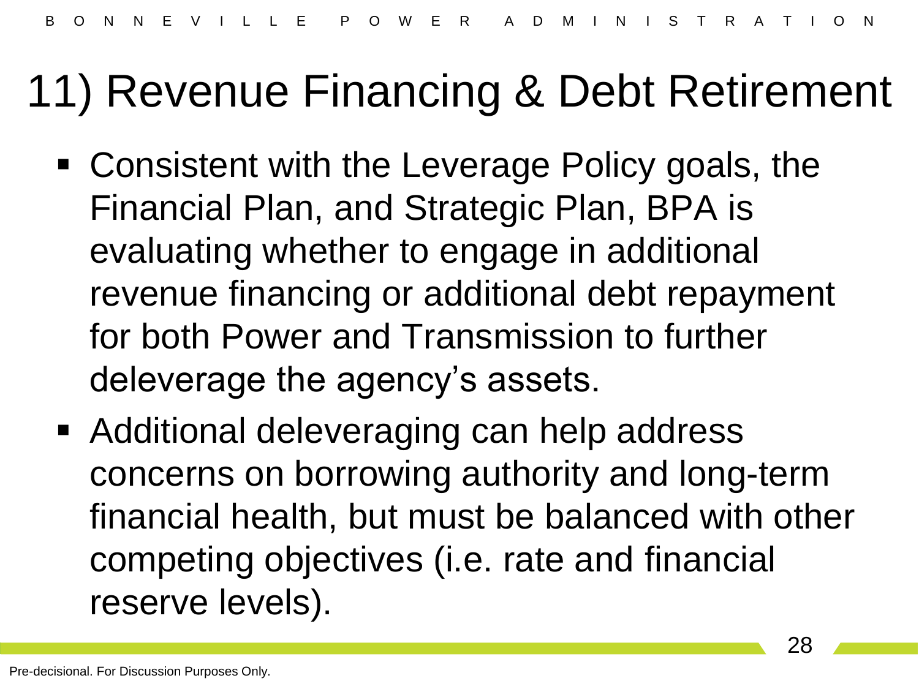# 11) Revenue Financing & Debt Retirement

- Consistent with the Leverage Policy goals, the Financial Plan, and Strategic Plan, BPA is evaluating whether to engage in additional revenue financing or additional debt repayment for both Power and Transmission to further deleverage the agency's assets.
- Additional deleveraging can help address concerns on borrowing authority and long-term financial health, but must be balanced with other competing objectives (i.e. rate and financial reserve levels).

Pre-decisional. For Discussion Purposes Only.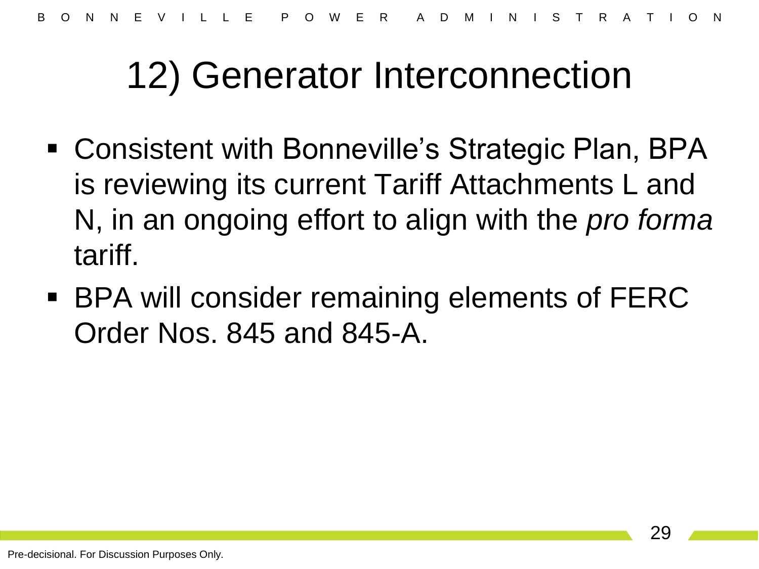# 12) Generator Interconnection

- Consistent with Bonneville's Strategic Plan, BPA is reviewing its current Tariff Attachments L and N, in an ongoing effort to align with the *pro forma* tariff.
- BPA will consider remaining elements of FERC Order Nos. 845 and 845-A.

Pre-decisional. For Discussion Purposes Only.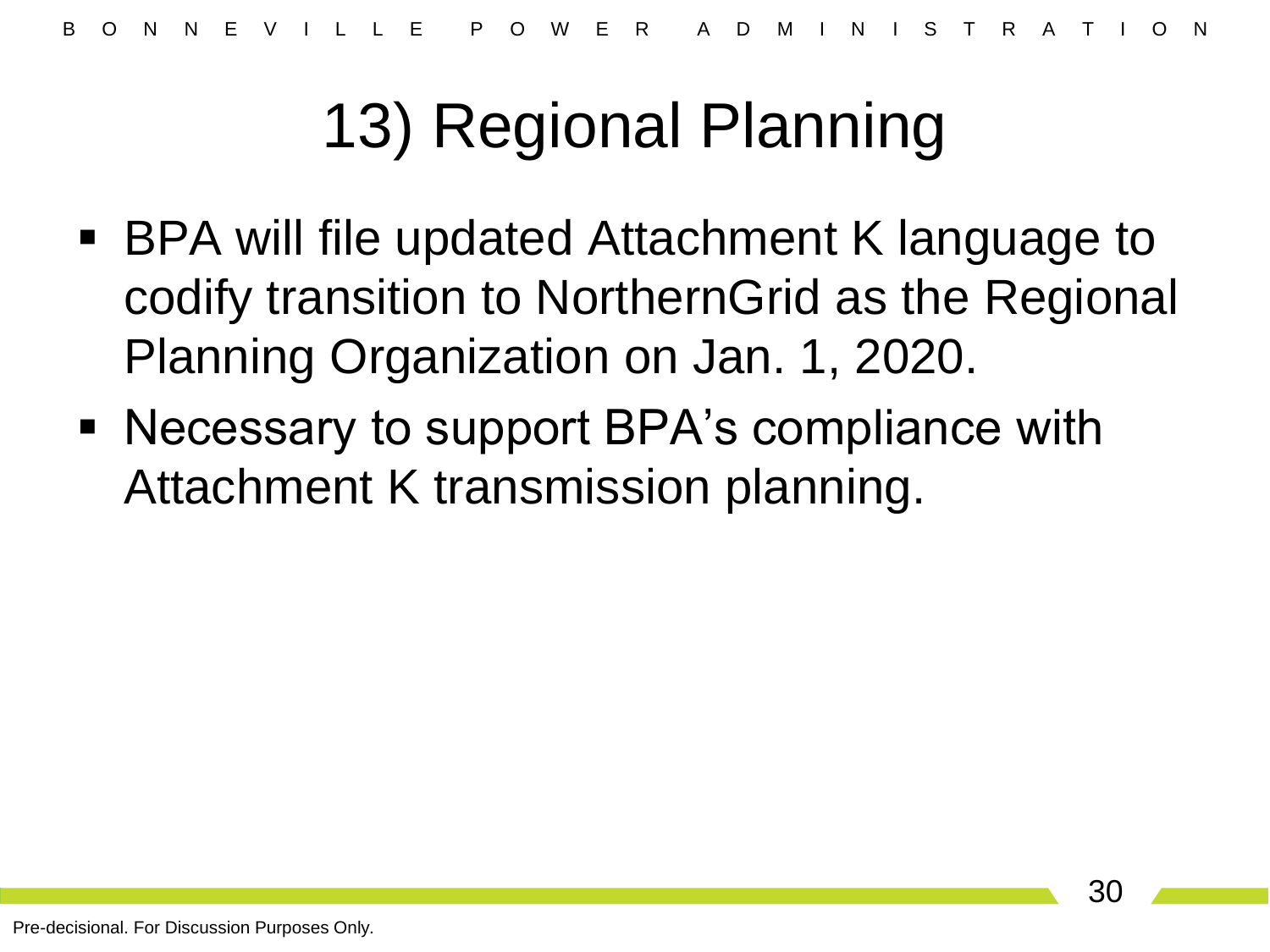# 13) Regional Planning

- BPA will file updated Attachment K language to codify transition to NorthernGrid as the Regional Planning Organization on Jan. 1, 2020.
- Necessary to support BPA's compliance with Attachment K transmission planning.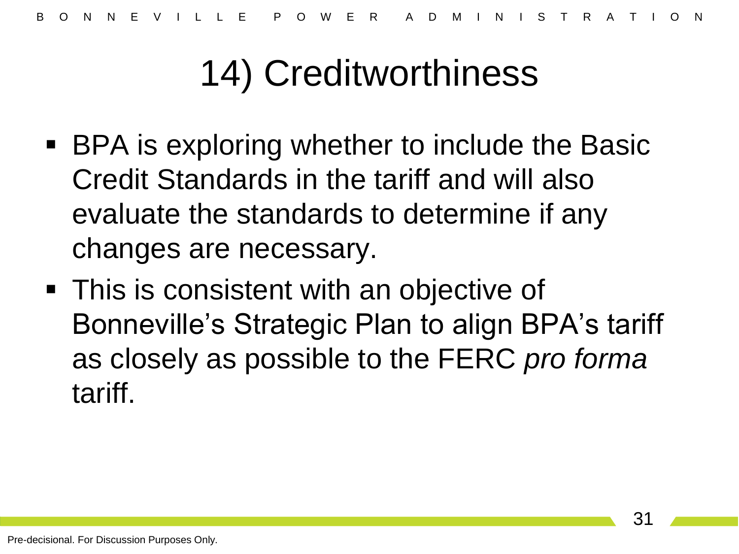# 14) Creditworthiness

- BPA is exploring whether to include the Basic Credit Standards in the tariff and will also evaluate the standards to determine if any changes are necessary.
- This is consistent with an objective of Bonneville's Strategic Plan to align BPA's tariff as closely as possible to the FERC *pro forma* tariff.

Pre-decisional. For Discussion Purposes Only.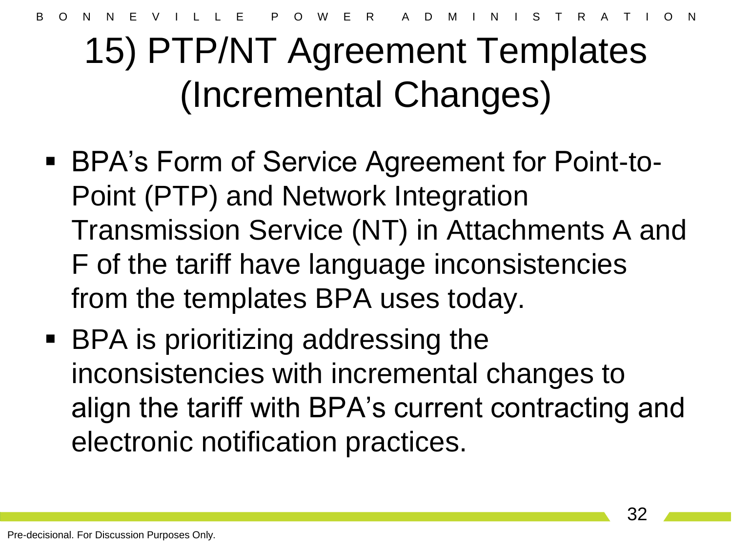# 15) PTP/NT Agreement Templates (Incremental Changes)

- BPA's Form of Service Agreement for Point-to-Point (PTP) and Network Integration Transmission Service (NT) in Attachments A and F of the tariff have language inconsistencies from the templates BPA uses today.
- BPA is prioritizing addressing the inconsistencies with incremental changes to align the tariff with BPA's current contracting and electronic notification practices.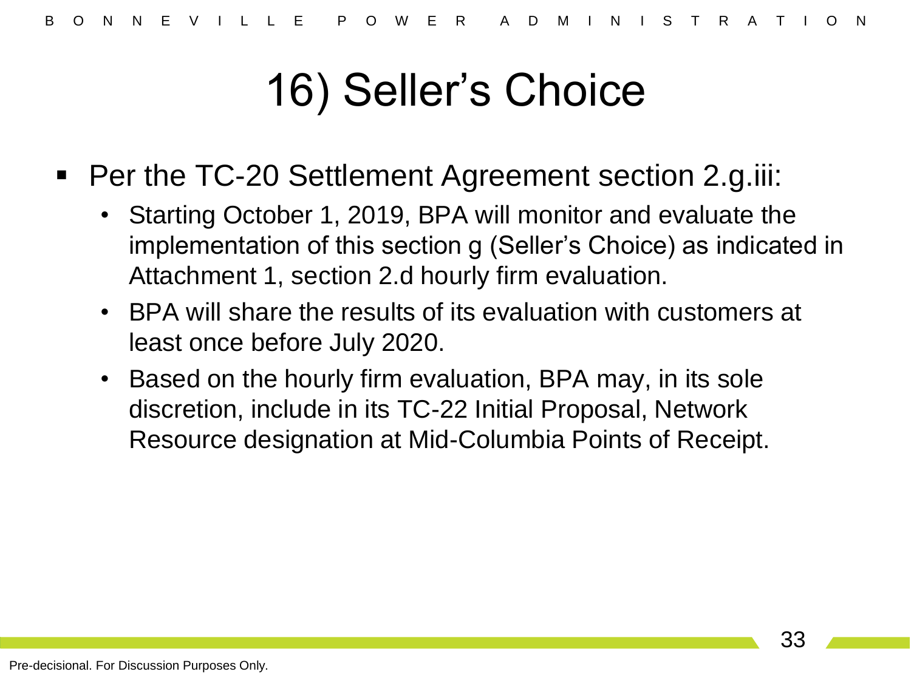# 16) Seller's Choice

- Per the TC-20 Settlement Agreement section 2.g.iii:
  - Starting October 1, 2019, BPA will monitor and evaluate the implementation of this section g (Seller's Choice) as indicated in Attachment 1, section 2.d hourly firm evaluation.
  - BPA will share the results of its evaluation with customers at least once before July 2020.
  - Based on the hourly firm evaluation, BPA may, in its sole discretion, include in its TC-22 Initial Proposal, Network Resource designation at Mid-Columbia Points of Receipt.

Pre-decisional. For Discussion Purposes Only.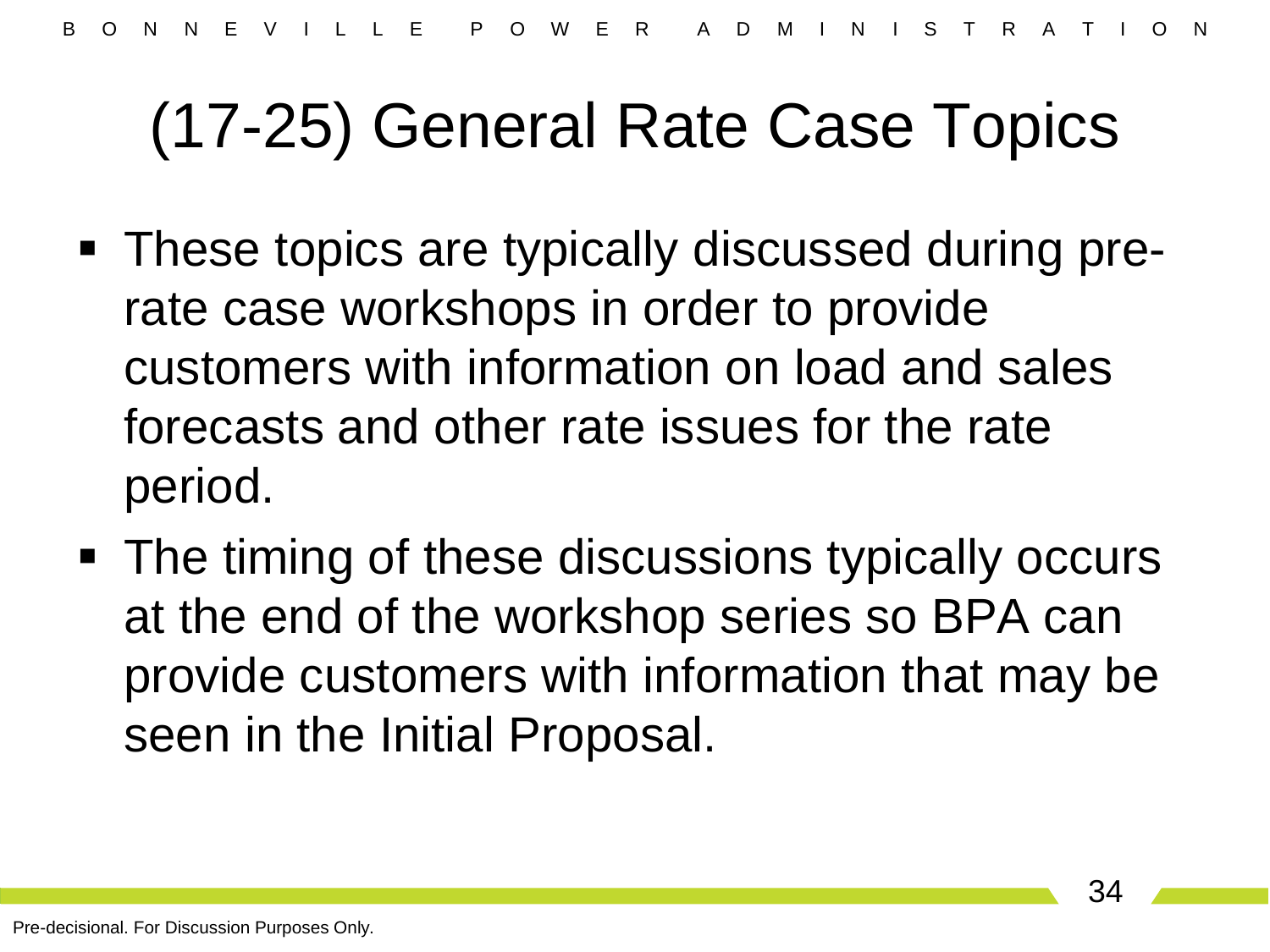# (17-25) General Rate Case Topics

- These topics are typically discussed during pre-rate case workshops in order to provide customers with information on load and sales forecasts and other rate issues for the rate period.
- The timing of these discussions typically occurs at the end of the workshop series so BPA can provide customers with information that may be seen in the Initial Proposal.

Pre-decisional. For Discussion Purposes Only.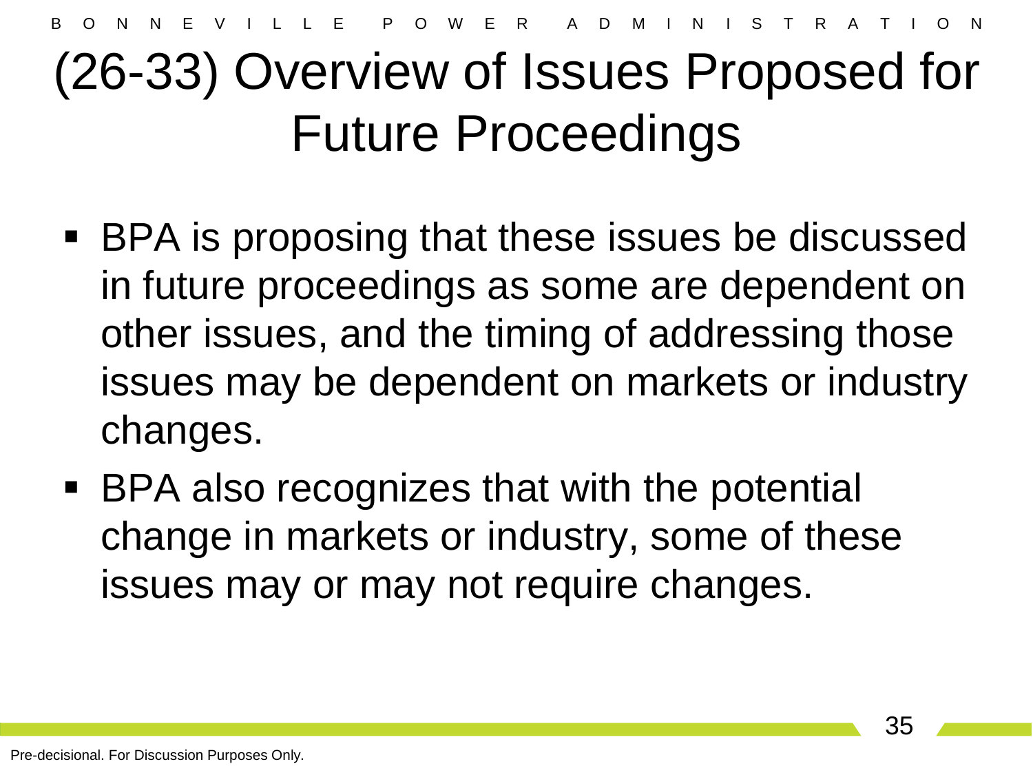# (26-33) Overview of Issues Proposed for Future Proceedings

- BPA is proposing that these issues be discussed in future proceedings as some are dependent on other issues, and the timing of addressing those issues may be dependent on markets or industry changes.
- BPA also recognizes that with the potential change in markets or industry, some of these issues may or may not require changes.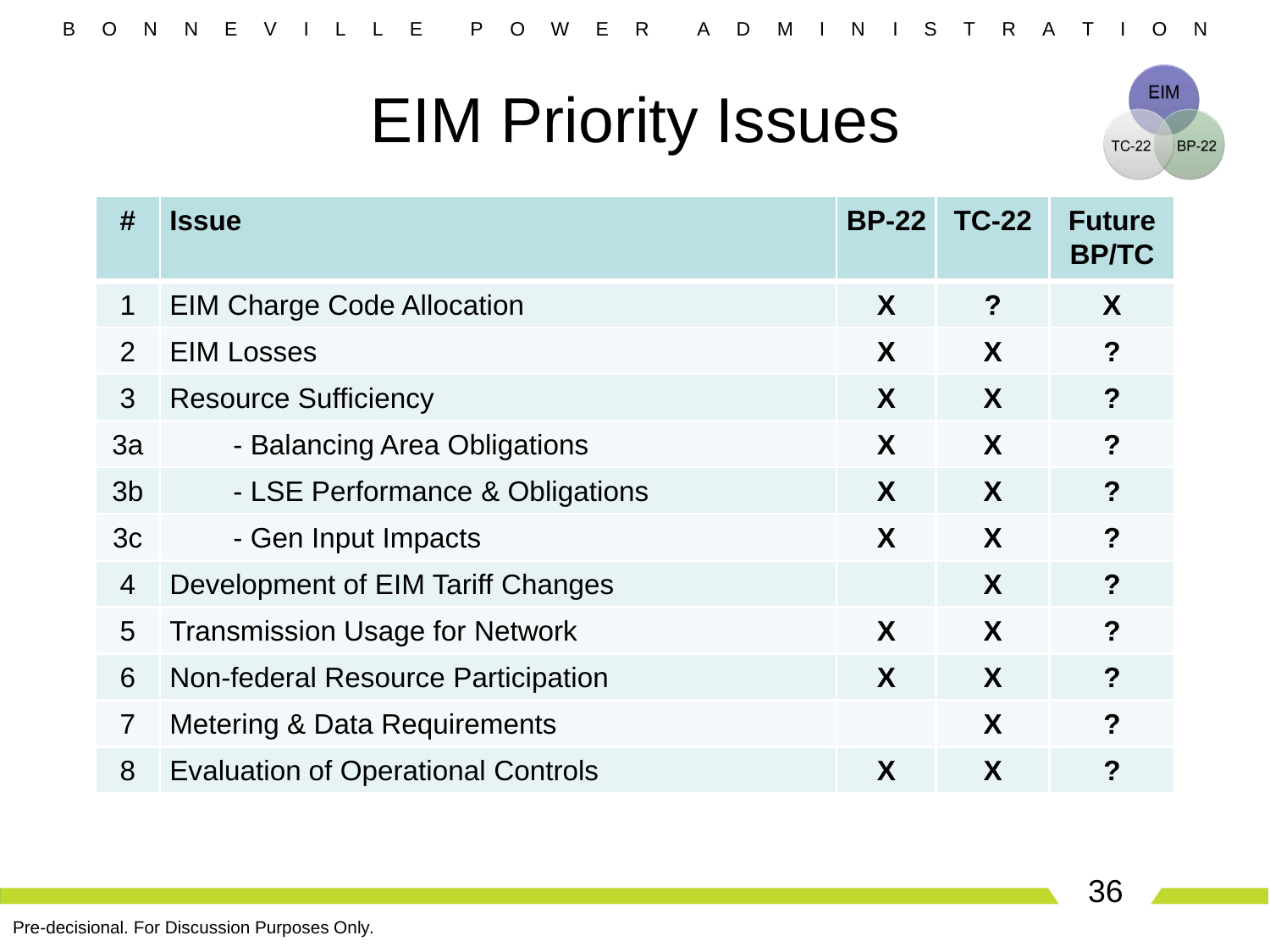# EIM Priority Issues

| # | Issue | BP-22 | TC-22 | Future BP/TC |
|---|---|---|---|---|
| 1 | EIM Charge Code Allocation | X | ? | X |
| 2 | EIM Losses | X | X | ? |
| 3 | Resource Sufficiency | X | X | ? |
| 3a | - Balancing Area Obligations | X | X | ? |
| 3b | - LSE Performance & Obligations | X | X | ? |
| 3c | - Gen Input Impacts | X | X | ? |
| 4 | Development of EIM Tariff Changes | | X | ? |
| 5 | Transmission Usage for Network | X | X | ? |
| 6 | Non-federal Resource Participation | X | X | ? |
| 7 | Metering & Data Requirements | | X | ? |
| 8 | Evaluation of Operational Controls | X | X | ? |

Pre-decisional. For Discussion Purposes Only.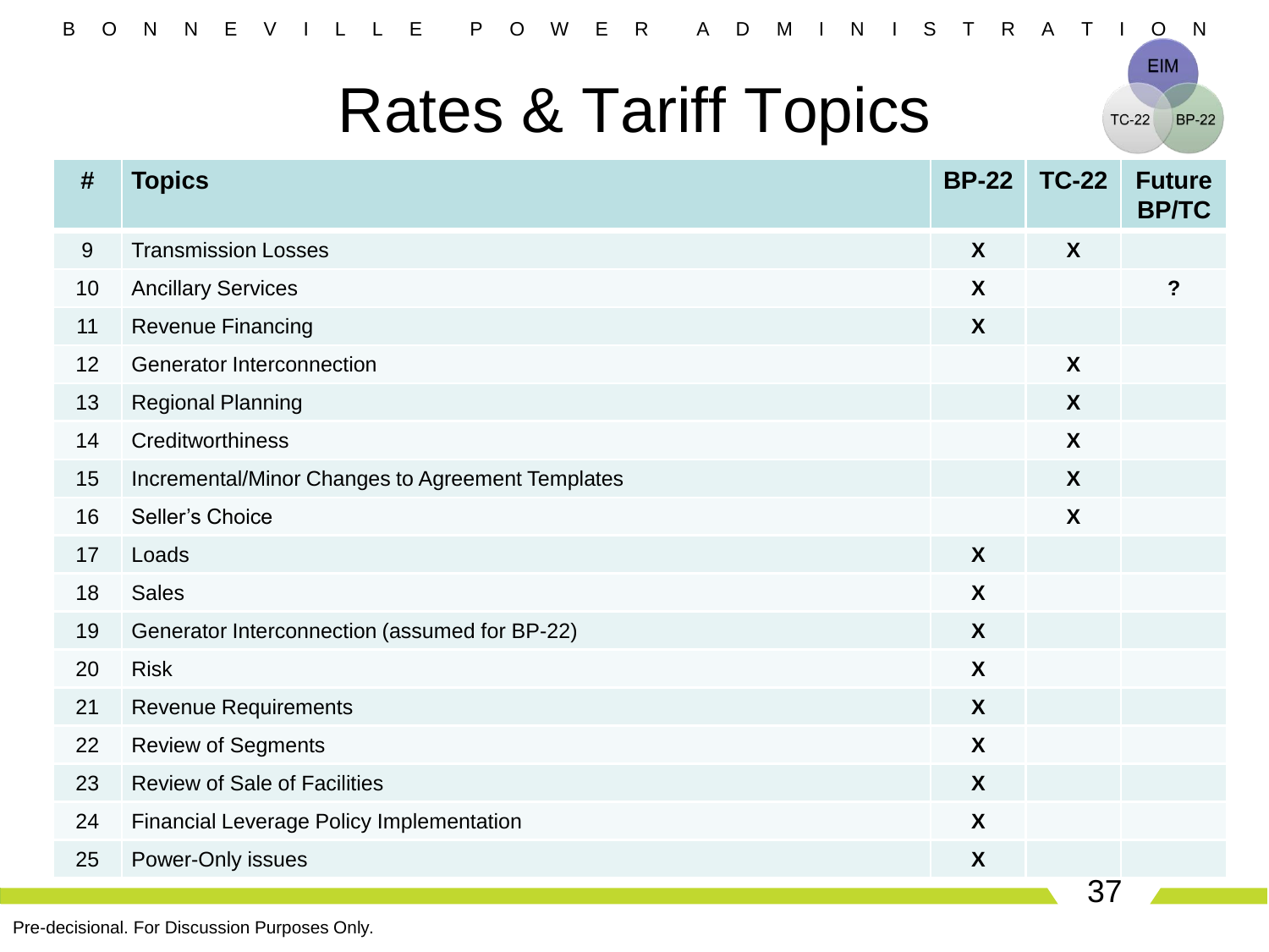# Rates & Tariff Topics

| # | Topics | BP-22 | TC-22 | Future BP/TC |
|---|---|---|---|---|
| 9 | Transmission Losses | X | X | |
| 10 | Ancillary Services | X | | ? |
| 11 | Revenue Financing | X | | |
| 12 | Generator Interconnection | | X | |
| 13 | Regional Planning | | X | |
| 14 | Creditworthiness | | X | |
| 15 | Incremental/Minor Changes to Agreement Templates | | X | |
| 16 | Seller's Choice | | X | |
| 17 | Loads | X | | |
| 18 | Sales | X | | |
| 19 | Generator Interconnection (assumed for BP-22) | X | | |
| 20 | Risk | X | | |
| 21 | Revenue Requirements | X | | |
| 22 | Review of Segments | X | | |
| 23 | Review of Sale of Facilities | X | | |
| 24 | Financial Leverage Policy Implementation | X | | |
| 25 | Power-Only issues | X | | |

Pre-decisional. For Discussion Purposes Only.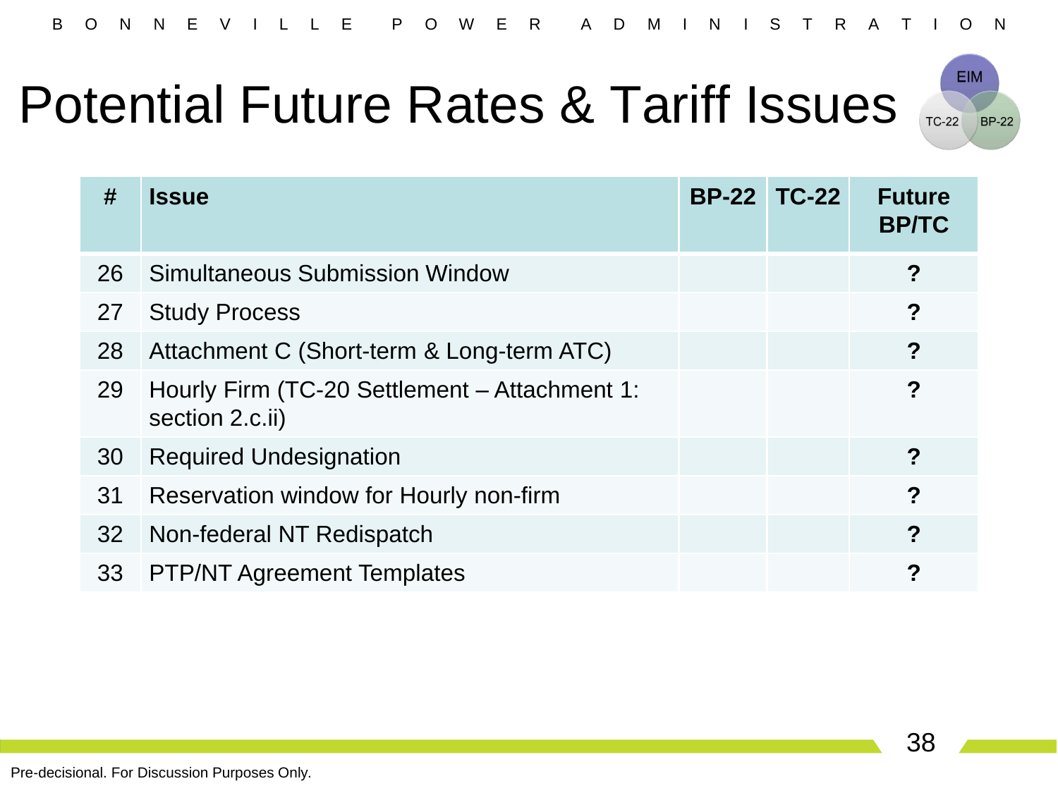# Potential Future Rates & Tariff Issues

| # | Issue | BP-22 | TC-22 | Future BP/TC |
|---|---|---|---|---|
| 26 | Simultaneous Submission Window | | | **?** |
| 27 | Study Process | | | **?** |
| 28 | Attachment C (Short-term & Long-term ATC) | | | **?** |
| 29 | Hourly Firm (TC-20 Settlement – Attachment 1: section 2.c.ii) | | | **?** |
| 30 | Required Undesignation | | | **?** |
| 31 | Reservation window for Hourly non-firm | | | **?** |
| 32 | Non-federal NT Redispatch | | | **?** |
| 33 | PTP/NT Agreement Templates | | | **?** |

Pre-decisional. For Discussion Purposes Only.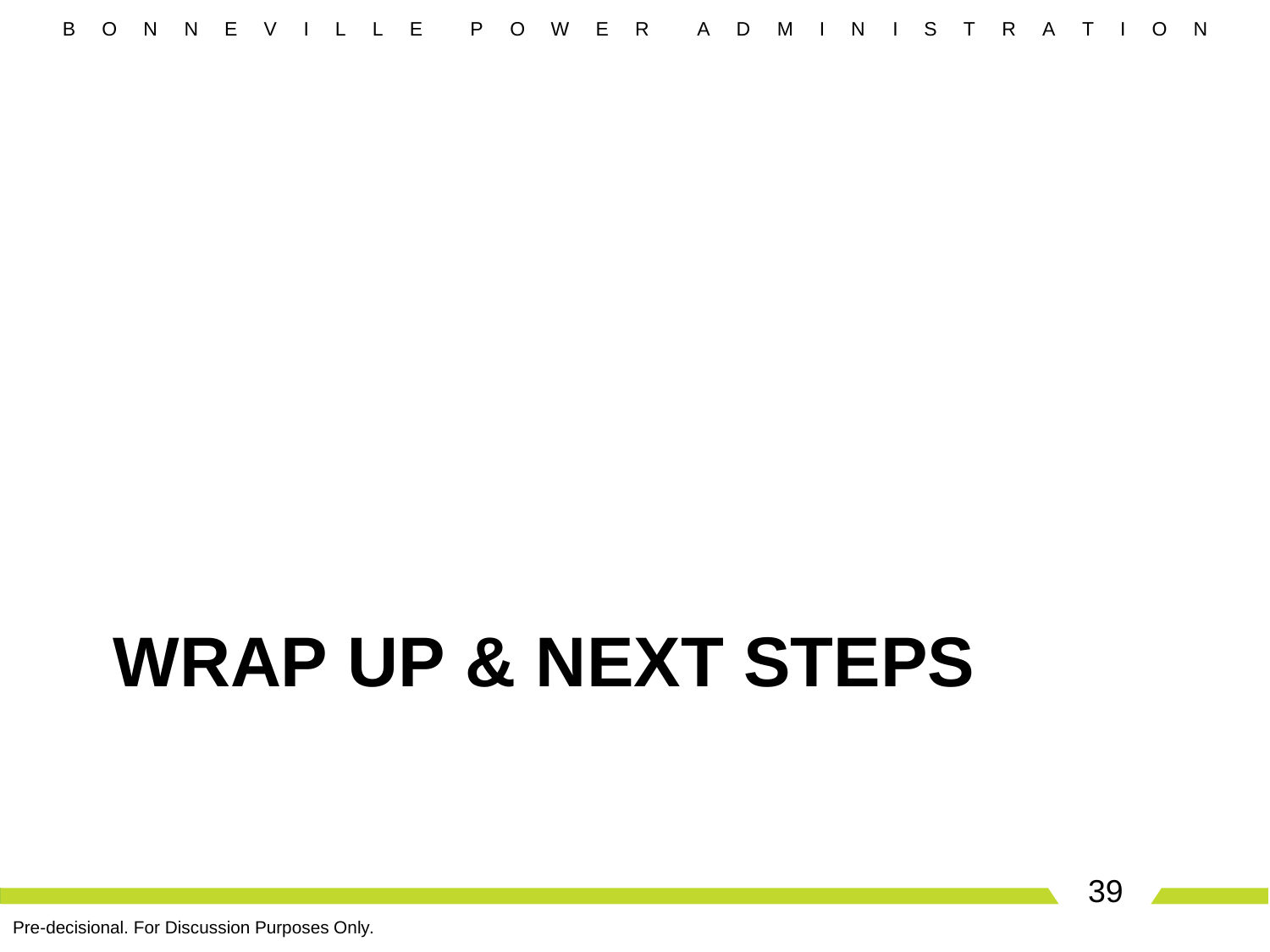# WRAP UP & NEXT STEPS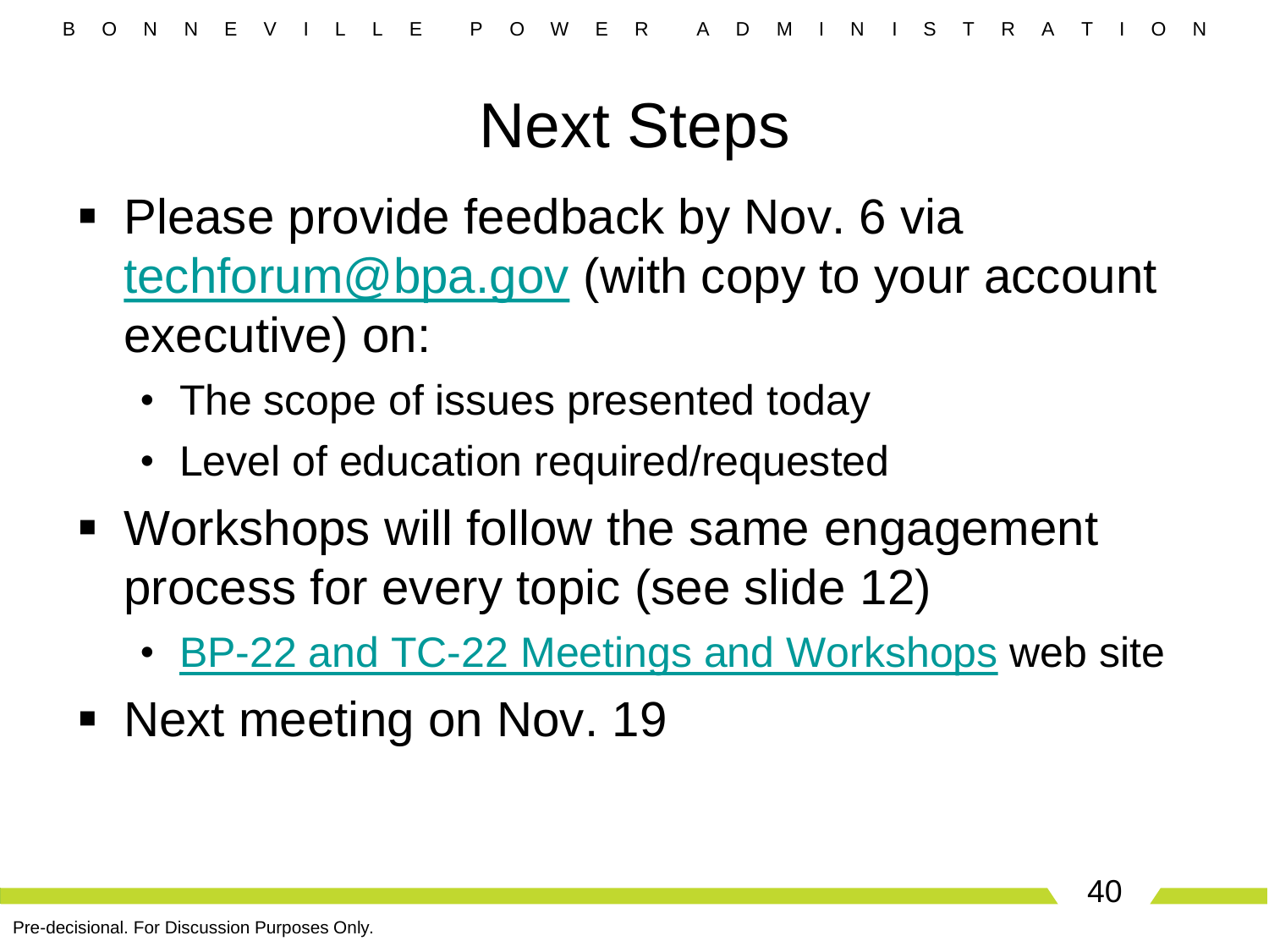# Next Steps

- Please provide feedback by Nov. 6 via techforum@bpa.gov (with copy to your account executive) on:
  - The scope of issues presented today
  - Level of education required/requested
- Workshops will follow the same engagement process for every topic (see slide 12)
  - BP-22 and TC-22 Meetings and Workshops web site
- Next meeting on Nov. 19

Pre-decisional. For Discussion Purposes Only.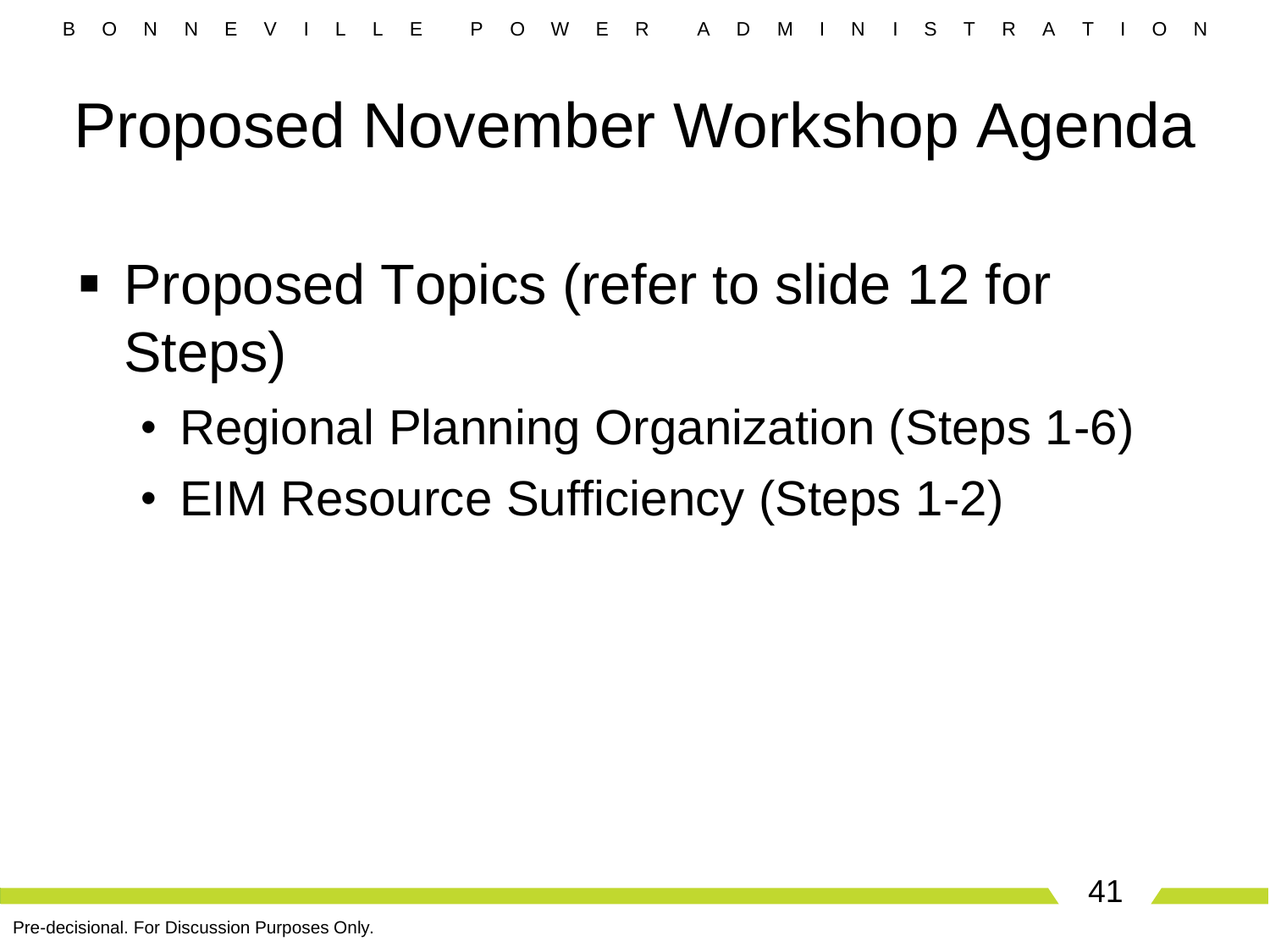# Proposed November Workshop Agenda

- Proposed Topics (refer to slide 12 for Steps)
  - Regional Planning Organization (Steps 1-6)
  - EIM Resource Sufficiency (Steps 1-2)

Pre-decisional. For Discussion Purposes Only.